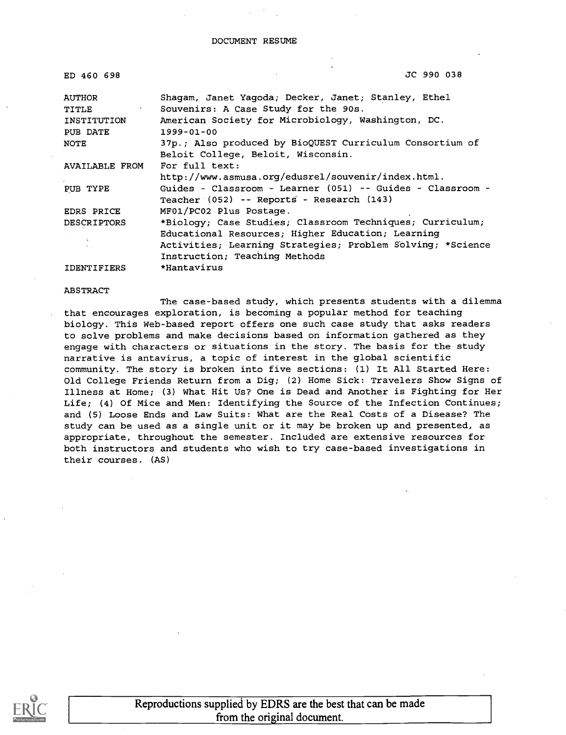# DOCUMENT RESUME

| | |
|---|---|
| ED 460 698 | JC 990 038 |
| AUTHOR | Shagam, Janet Yagoda; Decker, Janet; Stanley, Ethel |
| TITLE | Souvenirs: A Case Study for the 90s. |
| INSTITUTION | American Society for Microbiology, Washington, DC. |
| PUB DATE | 1999-01-00 |
| NOTE | 37p.; Also produced by BioQUEST Curriculum Consortium of Beloit College, Beloit, Wisconsin. |
| AVAILABLE FROM | For full text: http://www.asmusa.org/edusrel/souvenir/index.html. |
| PUB TYPE | Guides - Classroom - Learner (051) -- Guides - Classroom - Teacher (052) -- Reports - Research (143) |
| EDRS PRICE | MF01/PC02 Plus Postage. |
| DESCRIPTORS | *Biology; Case Studies; Classroom Techniques; Curriculum; Educational Resources; Higher Education; Learning Activities; Learning Strategies; Problem Solving; *Science Instruction; Teaching Methods |
| IDENTIFIERS | *Hantavirus |

## ABSTRACT

The case-based study, which presents students with a dilemma that encourages exploration, is becoming a popular method for teaching biology. This Web-based report offers one such case study that asks readers to solve problems and make decisions based on information gathered as they engage with characters or situations in the story. The basis for the study narrative is antavirus, a topic of interest in the global scientific community. The story is broken into five sections: (1) It All Started Here: Old College Friends Return from a Dig; (2) Home Sick: Travelers Show Signs of Illness at Home; (3) What Hit Us? One is Dead and Another is Fighting for Her Life; (4) Of Mice and Men: Identifying the Source of the Infection Continues; and (5) Loose Ends and Law Suits: What are the Real Costs of a Disease? The study can be used as a single unit or it may be broken up and presented, as appropriate, throughout the semester. Included are extensive resources for both instructors and students who wish to try case-based investigations in their courses. (AS)

Reproductions supplied by EDRS are the best that can be made from the original document.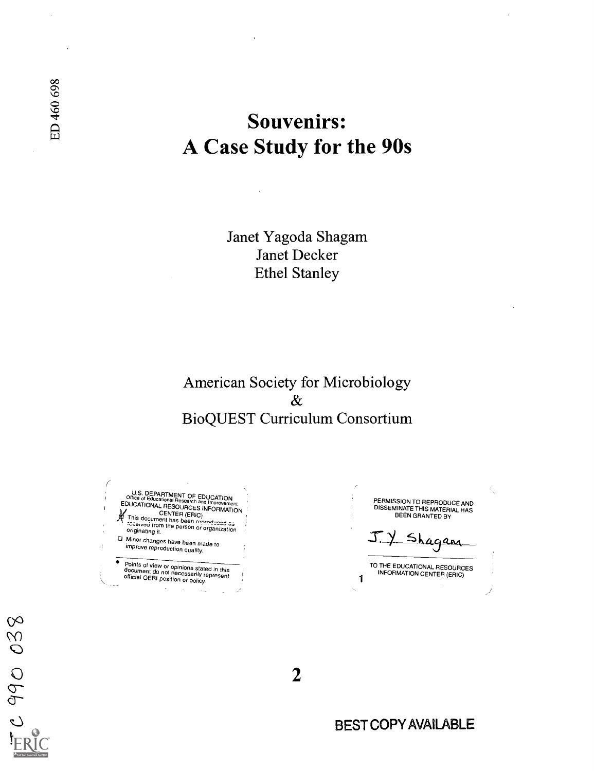ED 460 698

# Souvenirs:
# A Case Study for the 90s

Janet Yagoda Shagam
Janet Decker
Ethel Stanley

American Society for Microbiology
&
BioQUEST Curriculum Consortium

U.S. DEPARTMENT OF EDUCATION
Office of Educational Research and Improvement
EDUCATIONAL RESOURCES INFORMATION CENTER (ERIC)

- [x] This document has been reproduced as received from the person or organization originating it.
- [ ] Minor changes have been made to improve reproduction quality.

- Points of view or opinions stated in this document do not necessarily represent official OERI position or policy.

PERMISSION TO REPRODUCE AND DISSEMINATE THIS MATERIAL HAS BEEN GRANTED BY

J. Y. Shagam

TO THE EDUCATIONAL RESOURCES INFORMATION CENTER (ERIC)

SE 990 038

BEST COPY AVAILABLE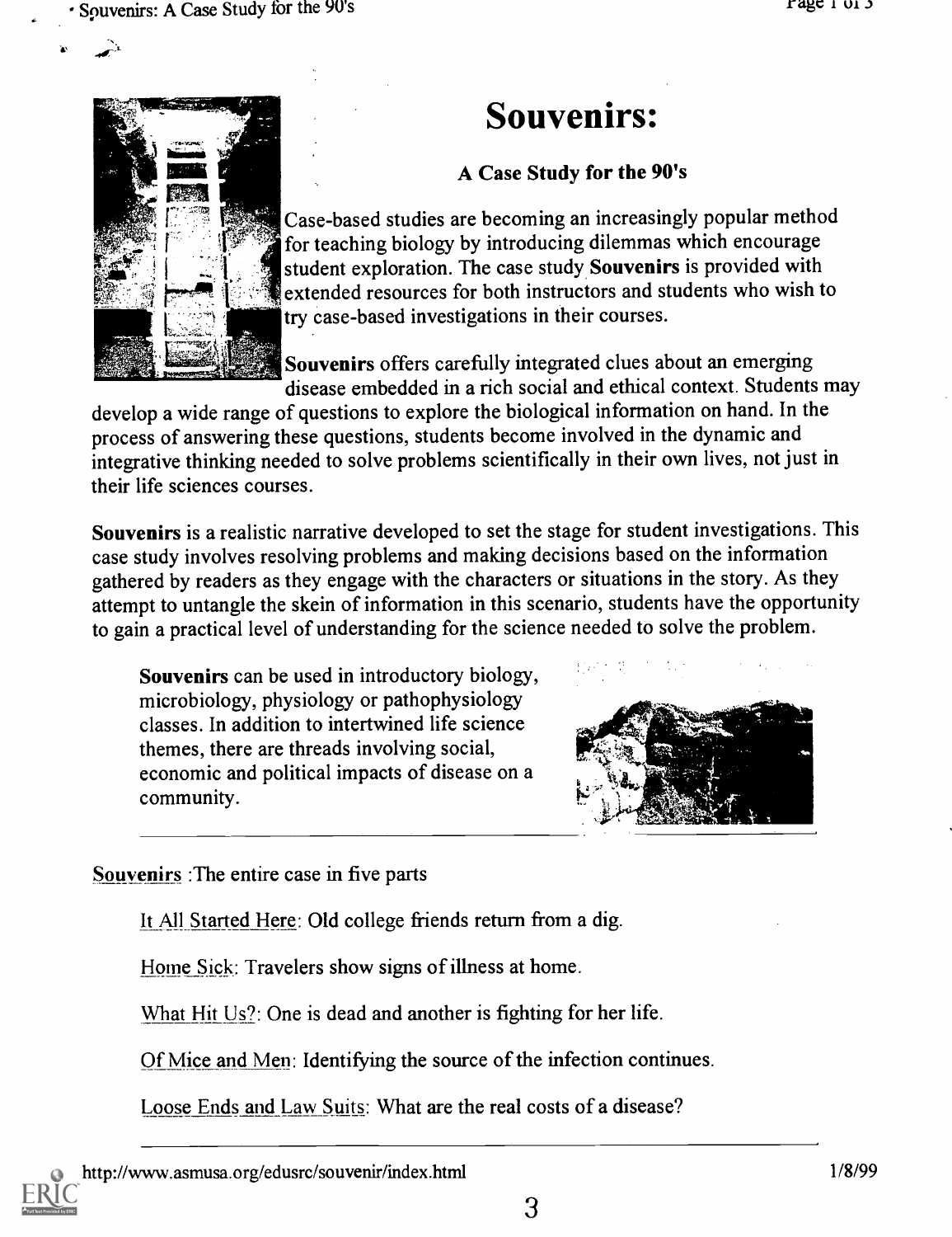# Souvenirs:

### A Case Study for the 90's

Case-based studies are becoming an increasingly popular method for teaching biology by introducing dilemmas which encourage student exploration. The case study **Souvenirs** is provided with extended resources for both instructors and students who wish to try case-based investigations in their courses.

**Souvenirs** offers carefully integrated clues about an emerging disease embedded in a rich social and ethical context. Students may develop a wide range of questions to explore the biological information on hand. In the process of answering these questions, students become involved in the dynamic and integrative thinking needed to solve problems scientifically in their own lives, not just in their life sciences courses.

**Souvenirs** is a realistic narrative developed to set the stage for student investigations. This case study involves resolving problems and making decisions based on the information gathered by readers as they engage with the characters or situations in the story. As they attempt to untangle the skein of information in this scenario, students have the opportunity to gain a practical level of understanding for the science needed to solve the problem.

**Souvenirs** can be used in introductory biology, microbiology, physiology or pathophysiology classes. In addition to intertwined life science themes, there are threads involving social, economic and political impacts of disease on a community.

---

Souvenirs :The entire case in five parts

- It All Started Here: Old college friends return from a dig.
- Home Sick: Travelers show signs of illness at home.
- What Hit Us?: One is dead and another is fighting for her life.
- Of Mice and Men: Identifying the source of the infection continues.
- Loose Ends and Law Suits: What are the real costs of a disease?

---

http://www.asmusa.org/edusrc/souvenir/index.html 1/8/99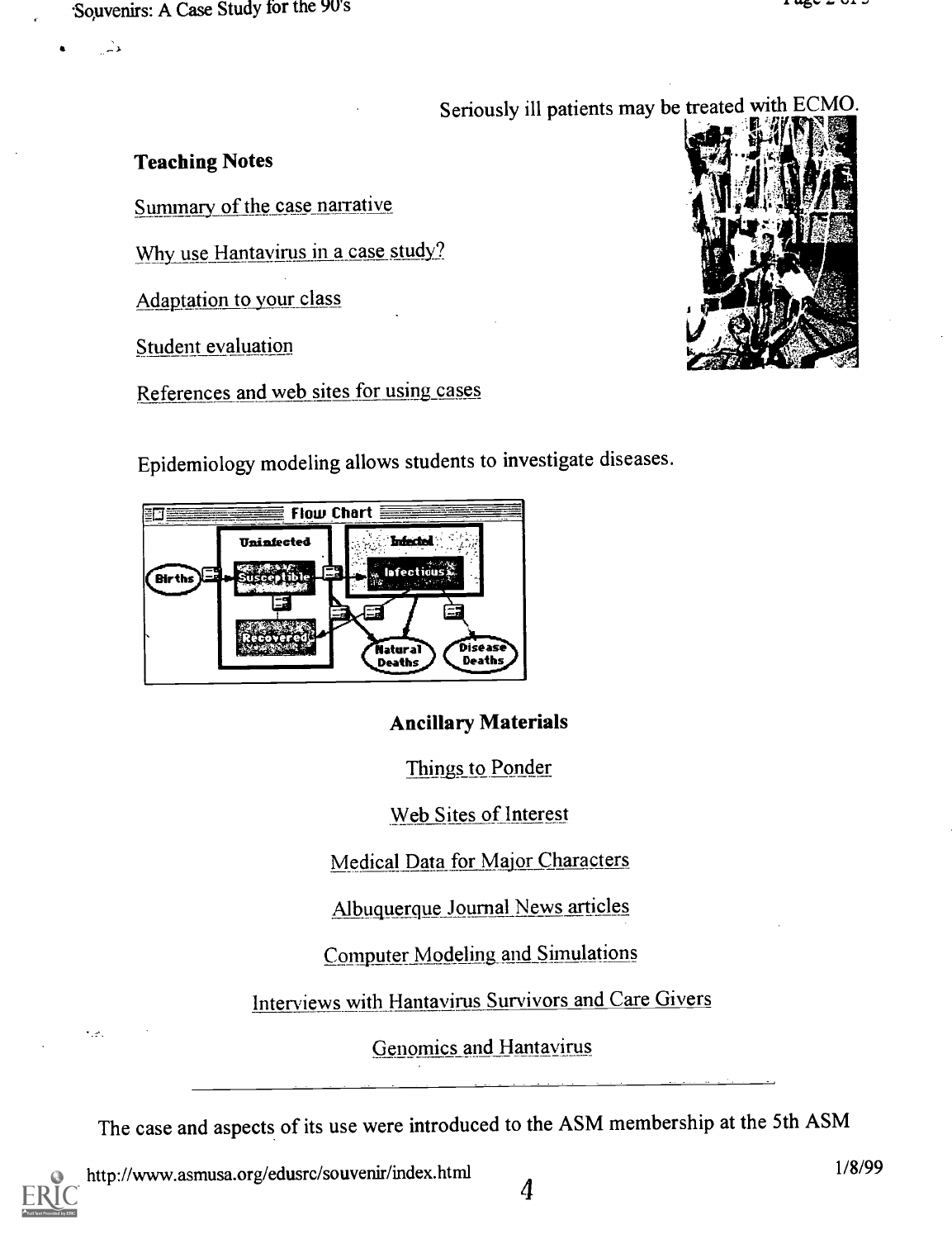Seriously ill patients may be treated with ECMO.

**Teaching Notes**

Summary of the case narrative

Why use Hantavirus in a case study?

Adaptation to your class

Student evaluation

References and web sites for using cases

Epidemiology modeling allows students to investigate diseases.

**Ancillary Materials**

Things to Ponder

Web Sites of Interest

Medical Data for Major Characters

Albuquerque Journal News articles

Computer Modeling and Simulations

Interviews with Hantavirus Survivors and Care Givers

Genomics and Hantavirus

---

The case and aspects of its use were introduced to the ASM membership at the 5th ASM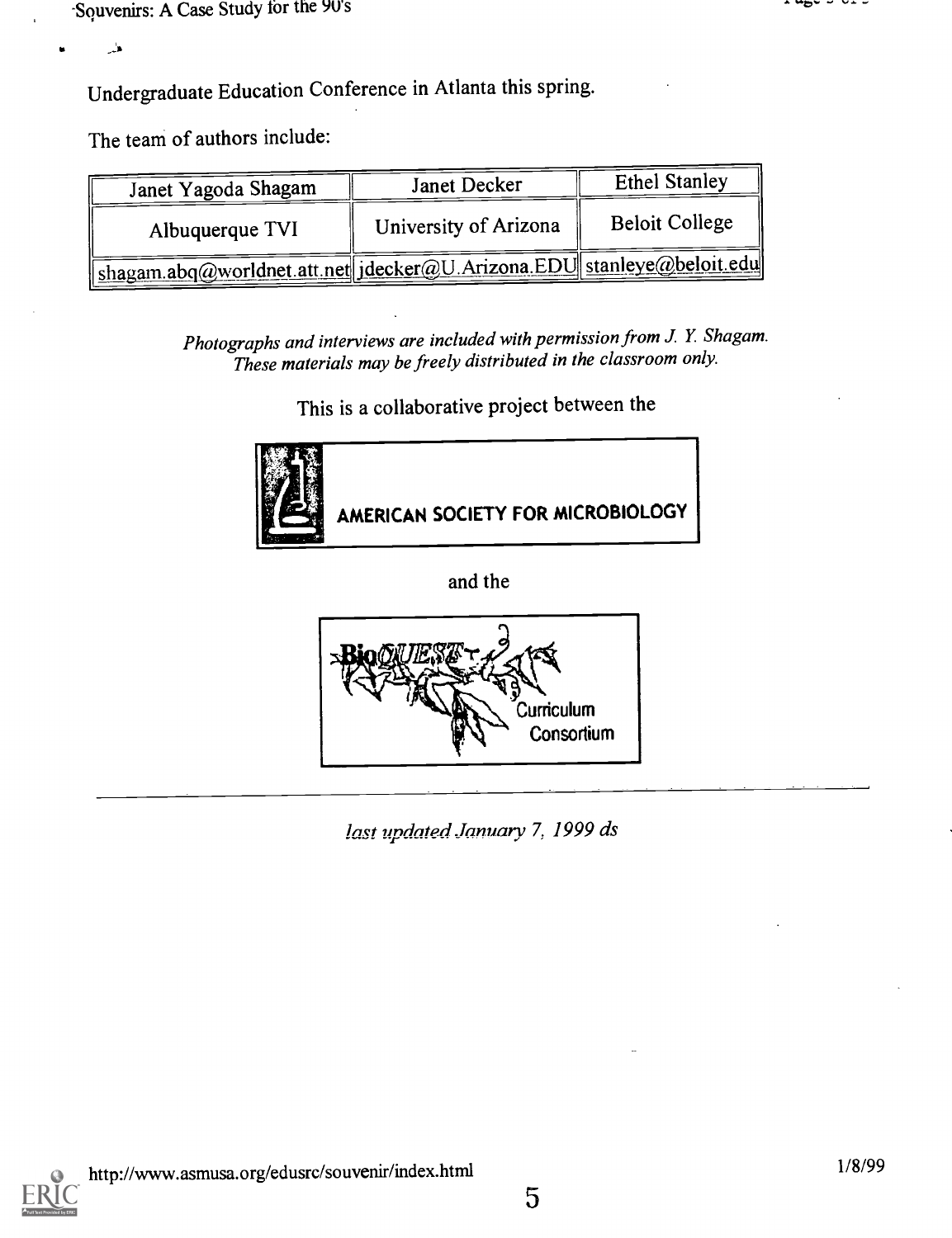Undergraduate Education Conference in Atlanta this spring.

The team of authors include:

| Janet Yagoda Shagam | Janet Decker | Ethel Stanley |
|---|---|---|
| Albuquerque TVI | University of Arizona | Beloit College |
| shagam.abq@worldnet.att.net | jdecker@U.Arizona.EDU | stanleye@beloit.edu |

*Photographs and interviews are included with permission from J. Y. Shagam. These materials may be freely distributed in the classroom only.*

This is a collaborative project between the

AMERICAN SOCIETY FOR MICROBIOLOGY

and the

BioQUEST Curriculum Consortium

---

*last updated January 7, 1999 ds*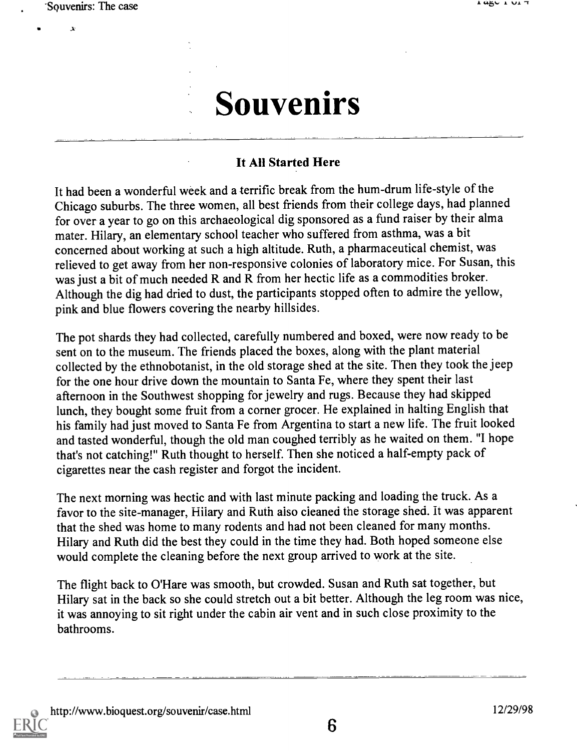# Souvenirs

### It All Started Here

It had been a wonderful week and a terrific break from the hum-drum life-style of the Chicago suburbs. The three women, all best friends from their college days, had planned for over a year to go on this archaeological dig sponsored as a fund raiser by their alma mater. Hilary, an elementary school teacher who suffered from asthma, was a bit concerned about working at such a high altitude. Ruth, a pharmaceutical chemist, was relieved to get away from her non-responsive colonies of laboratory mice. For Susan, this was just a bit of much needed R and R from her hectic life as a commodities broker. Although the dig had dried to dust, the participants stopped often to admire the yellow, pink and blue flowers covering the nearby hillsides.

The pot shards they had collected, carefully numbered and boxed, were now ready to be sent on to the museum. The friends placed the boxes, along with the plant material collected by the ethnobotanist, in the old storage shed at the site. Then they took the jeep for the one hour drive down the mountain to Santa Fe, where they spent their last afternoon in the Southwest shopping for jewelry and rugs. Because they had skipped lunch, they bought some fruit from a corner grocer. He explained in halting English that his family had just moved to Santa Fe from Argentina to start a new life. The fruit looked and tasted wonderful, though the old man coughed terribly as he waited on them. "I hope that's not catching!" Ruth thought to herself. Then she noticed a half-empty pack of cigarettes near the cash register and forgot the incident.

The next morning was hectic and with last minute packing and loading the truck. As a favor to the site-manager, Hilary and Ruth also cleaned the storage shed. It was apparent that the shed was home to many rodents and had not been cleaned for many months. Hilary and Ruth did the best they could in the time they had. Both hoped someone else would complete the cleaning before the next group arrived to work at the site.

The flight back to O'Hare was smooth, but crowded. Susan and Ruth sat together, but Hilary sat in the back so she could stretch out a bit better. Although the leg room was nice, it was annoying to sit right under the cabin air vent and in such close proximity to the bathrooms.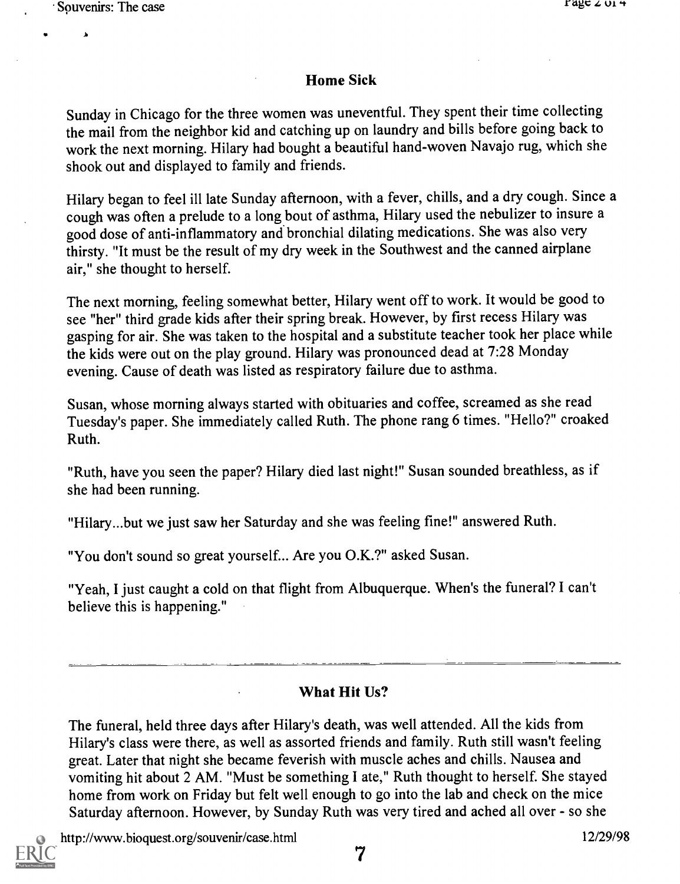## Home Sick

Sunday in Chicago for the three women was uneventful. They spent their time collecting the mail from the neighbor kid and catching up on laundry and bills before going back to work the next morning. Hilary had bought a beautiful hand-woven Navajo rug, which she shook out and displayed to family and friends.

Hilary began to feel ill late Sunday afternoon, with a fever, chills, and a dry cough. Since a cough was often a prelude to a long bout of asthma, Hilary used the nebulizer to insure a good dose of anti-inflammatory and bronchial dilating medications. She was also very thirsty. "It must be the result of my dry week in the Southwest and the canned airplane air," she thought to herself.

The next morning, feeling somewhat better, Hilary went off to work. It would be good to see "her" third grade kids after their spring break. However, by first recess Hilary was gasping for air. She was taken to the hospital and a substitute teacher took her place while the kids were out on the play ground. Hilary was pronounced dead at 7:28 Monday evening. Cause of death was listed as respiratory failure due to asthma.

Susan, whose morning always started with obituaries and coffee, screamed as she read Tuesday's paper. She immediately called Ruth. The phone rang 6 times. "Hello?" croaked Ruth.

"Ruth, have you seen the paper? Hilary died last night!" Susan sounded breathless, as if she had been running.

"Hilary...but we just saw her Saturday and she was feeling fine!" answered Ruth.

"You don't sound so great yourself... Are you O.K.?" asked Susan.

"Yeah, I just caught a cold on that flight from Albuquerque. When's the funeral? I can't believe this is happening."

---

## What Hit Us?

The funeral, held three days after Hilary's death, was well attended. All the kids from Hilary's class were there, as well as assorted friends and family. Ruth still wasn't feeling great. Later that night she became feverish with muscle aches and chills. Nausea and vomiting hit about 2 AM. "Must be something I ate," Ruth thought to herself. She stayed home from work on Friday but felt well enough to go into the lab and check on the mice Saturday afternoon. However, by Sunday Ruth was very tired and ached all over - so she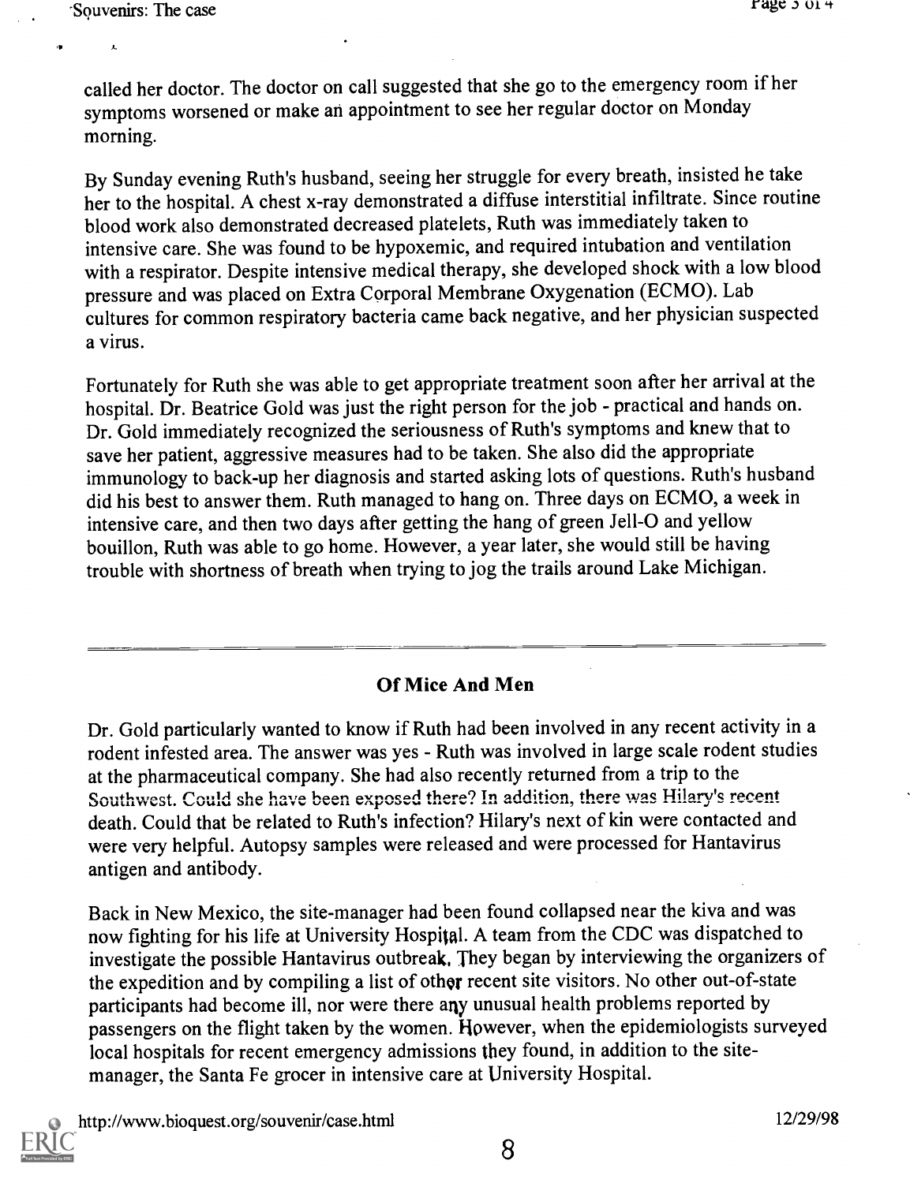called her doctor. The doctor on call suggested that she go to the emergency room if her symptoms worsened or make an appointment to see her regular doctor on Monday morning.

By Sunday evening Ruth's husband, seeing her struggle for every breath, insisted he take her to the hospital. A chest x-ray demonstrated a diffuse interstitial infiltrate. Since routine blood work also demonstrated decreased platelets, Ruth was immediately taken to intensive care. She was found to be hypoxemic, and required intubation and ventilation with a respirator. Despite intensive medical therapy, she developed shock with a low blood pressure and was placed on Extra Corporal Membrane Oxygenation (ECMO). Lab cultures for common respiratory bacteria came back negative, and her physician suspected a virus.

Fortunately for Ruth she was able to get appropriate treatment soon after her arrival at the hospital. Dr. Beatrice Gold was just the right person for the job - practical and hands on. Dr. Gold immediately recognized the seriousness of Ruth's symptoms and knew that to save her patient, aggressive measures had to be taken. She also did the appropriate immunology to back-up her diagnosis and started asking lots of questions. Ruth's husband did his best to answer them. Ruth managed to hang on. Three days on ECMO, a week in intensive care, and then two days after getting the hang of green Jell-O and yellow bouillon, Ruth was able to go home. However, a year later, she would still be having trouble with shortness of breath when trying to jog the trails around Lake Michigan.

---

## Of Mice And Men

Dr. Gold particularly wanted to know if Ruth had been involved in any recent activity in a rodent infested area. The answer was yes - Ruth was involved in large scale rodent studies at the pharmaceutical company. She had also recently returned from a trip to the Southwest. Could she have been exposed there? In addition, there was Hilary's recent death. Could that be related to Ruth's infection? Hilary's next of kin were contacted and were very helpful. Autopsy samples were released and were processed for Hantavirus antigen and antibody.

Back in New Mexico, the site-manager had been found collapsed near the kiva and was now fighting for his life at University Hospital. A team from the CDC was dispatched to investigate the possible Hantavirus outbreak. They began by interviewing the organizers of the expedition and by compiling a list of other recent site visitors. No other out-of-state participants had become ill, nor were there any unusual health problems reported by passengers on the flight taken by the women. However, when the epidemiologists surveyed local hospitals for recent emergency admissions they found, in addition to the site-manager, the Santa Fe grocer in intensive care at University Hospital.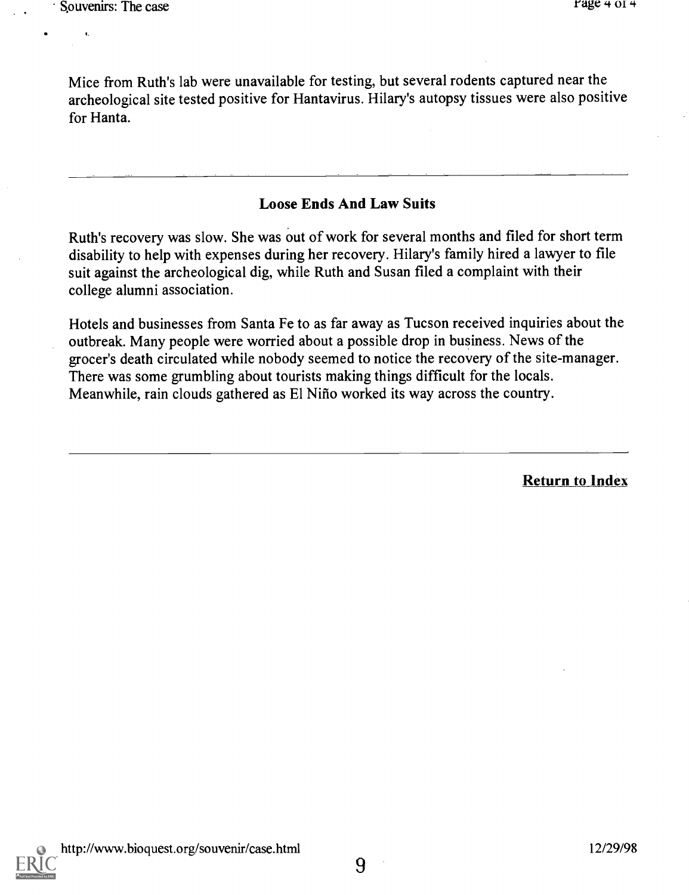Mice from Ruth's lab were unavailable for testing, but several rodents captured near the archeological site tested positive for Hantavirus. Hilary's autopsy tissues were also positive for Hanta.

---

## Loose Ends And Law Suits

Ruth's recovery was slow. She was out of work for several months and filed for short term disability to help with expenses during her recovery. Hilary's family hired a lawyer to file suit against the archeological dig, while Ruth and Susan filed a complaint with their college alumni association.

Hotels and businesses from Santa Fe to as far away as Tucson received inquiries about the outbreak. Many people were worried about a possible drop in business. News of the grocer's death circulated while nobody seemed to notice the recovery of the site-manager. There was some grumbling about tourists making things difficult for the locals. Meanwhile, rain clouds gathered as El Niño worked its way across the country.

---

**Return to Index**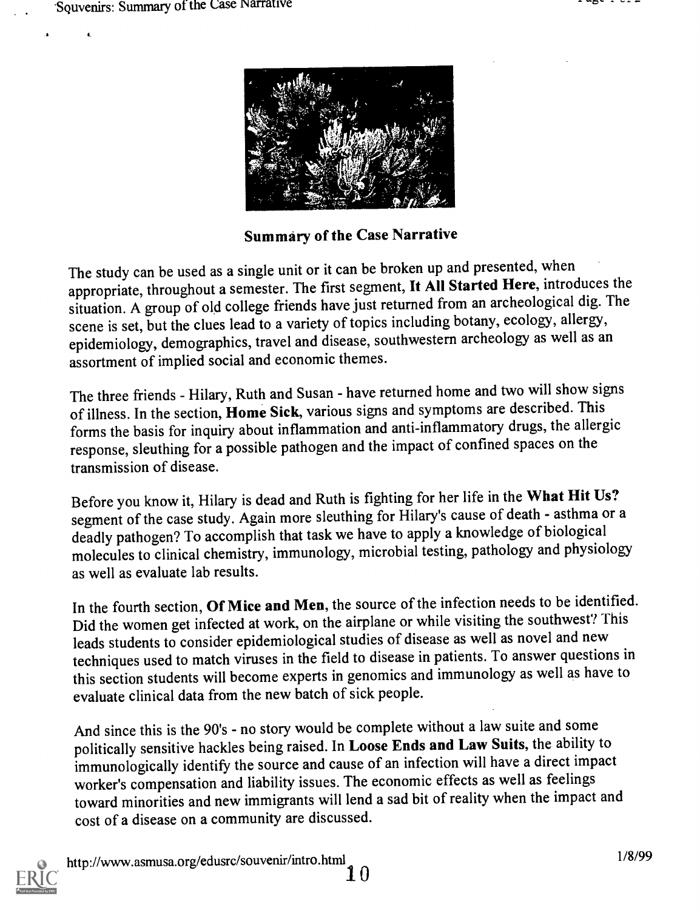## Summary of the Case Narrative

The study can be used as a single unit or it can be broken up and presented, when appropriate, throughout a semester. The first segment, **It All Started Here**, introduces the situation. A group of old college friends have just returned from an archeological dig. The scene is set, but the clues lead to a variety of topics including botany, ecology, allergy, epidemiology, demographics, travel and disease, southwestern archeology as well as an assortment of implied social and economic themes.

The three friends - Hilary, Ruth and Susan - have returned home and two will show signs of illness. In the section, **Home Sick**, various signs and symptoms are described. This forms the basis for inquiry about inflammation and anti-inflammatory drugs, the allergic response, sleuthing for a possible pathogen and the impact of confined spaces on the transmission of disease.

Before you know it, Hilary is dead and Ruth is fighting for her life in the **What Hit Us?** segment of the case study. Again more sleuthing for Hilary's cause of death - asthma or a deadly pathogen? To accomplish that task we have to apply a knowledge of biological molecules to clinical chemistry, immunology, microbial testing, pathology and physiology as well as evaluate lab results.

In the fourth section, **Of Mice and Men**, the source of the infection needs to be identified. Did the women get infected at work, on the airplane or while visiting the southwest? This leads students to consider epidemiological studies of disease as well as novel and new techniques used to match viruses in the field to disease in patients. To answer questions in this section students will become experts in genomics and immunology as well as have to evaluate clinical data from the new batch of sick people.

And since this is the 90's - no story would be complete without a law suite and some politically sensitive hackles being raised. In **Loose Ends and Law Suits**, the ability to immunologically identify the source and cause of an infection will have a direct impact worker's compensation and liability issues. The economic effects as well as feelings toward minorities and new immigrants will lend a sad bit of reality when the impact and cost of a disease on a community are discussed.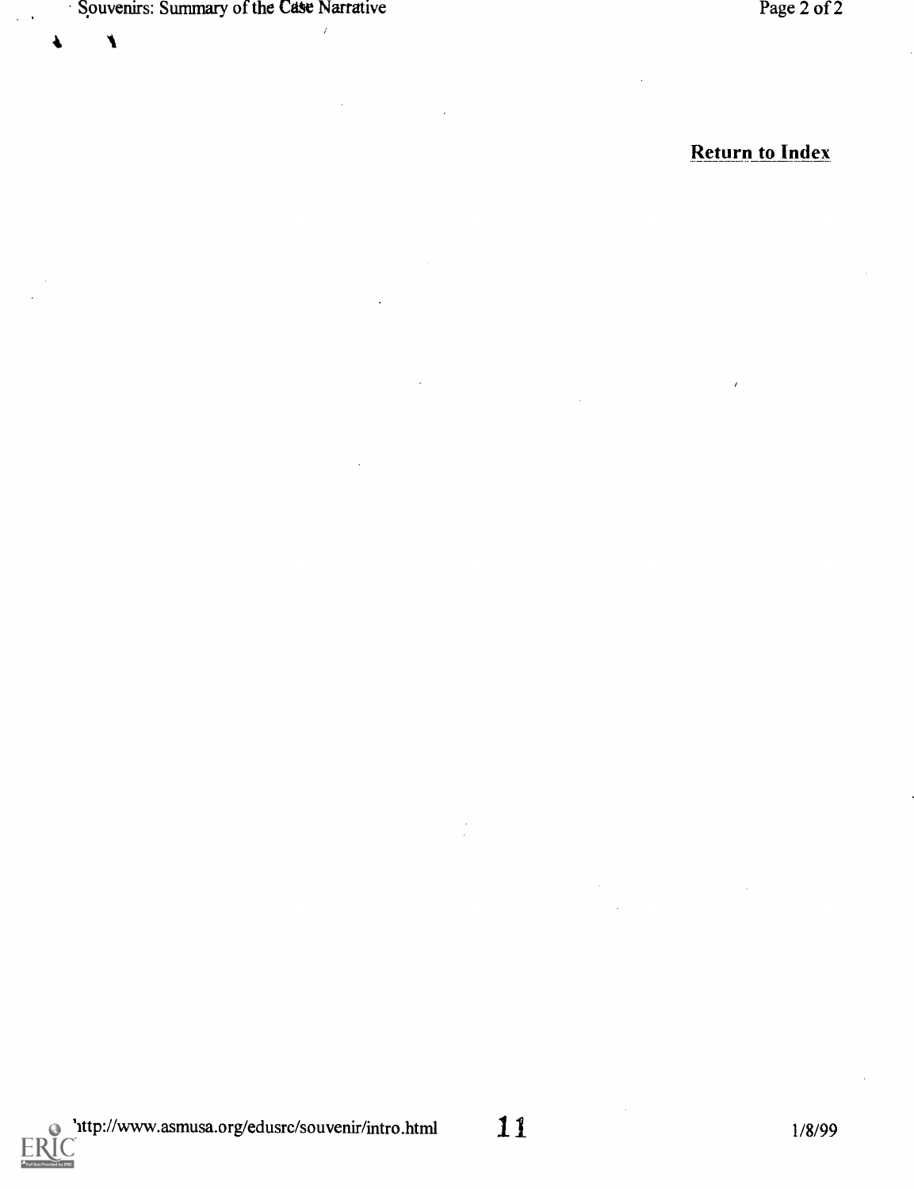Return to Index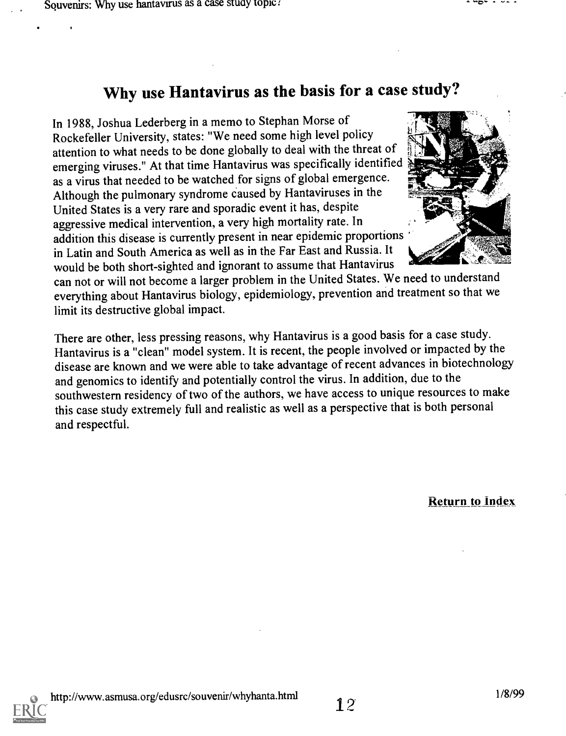# Why use Hantavirus as the basis for a case study?

In 1988, Joshua Lederberg in a memo to Stephan Morse of Rockefeller University, states: "We need some high level policy attention to what needs to be done globally to deal with the threat of emerging viruses." At that time Hantavirus was specifically identified as a virus that needed to be watched for signs of global emergence. Although the pulmonary syndrome caused by Hantaviruses in the United States is a very rare and sporadic event it has, despite aggressive medical intervention, a very high mortality rate. In addition this disease is currently present in near epidemic proportions in Latin and South America as well as in the Far East and Russia. It would be both short-sighted and ignorant to assume that Hantavirus can not or will not become a larger problem in the United States. We need to understand everything about Hantavirus biology, epidemiology, prevention and treatment so that we limit its destructive global impact.

There are other, less pressing reasons, why Hantavirus is a good basis for a case study. Hantavirus is a "clean" model system. It is recent, the people involved or impacted by the disease are known and we were able to take advantage of recent advances in biotechnology and genomics to identify and potentially control the virus. In addition, due to the southwestern residency of two of the authors, we have access to unique resources to make this case study extremely full and realistic as well as a perspective that is both personal and respectful.

Return to Index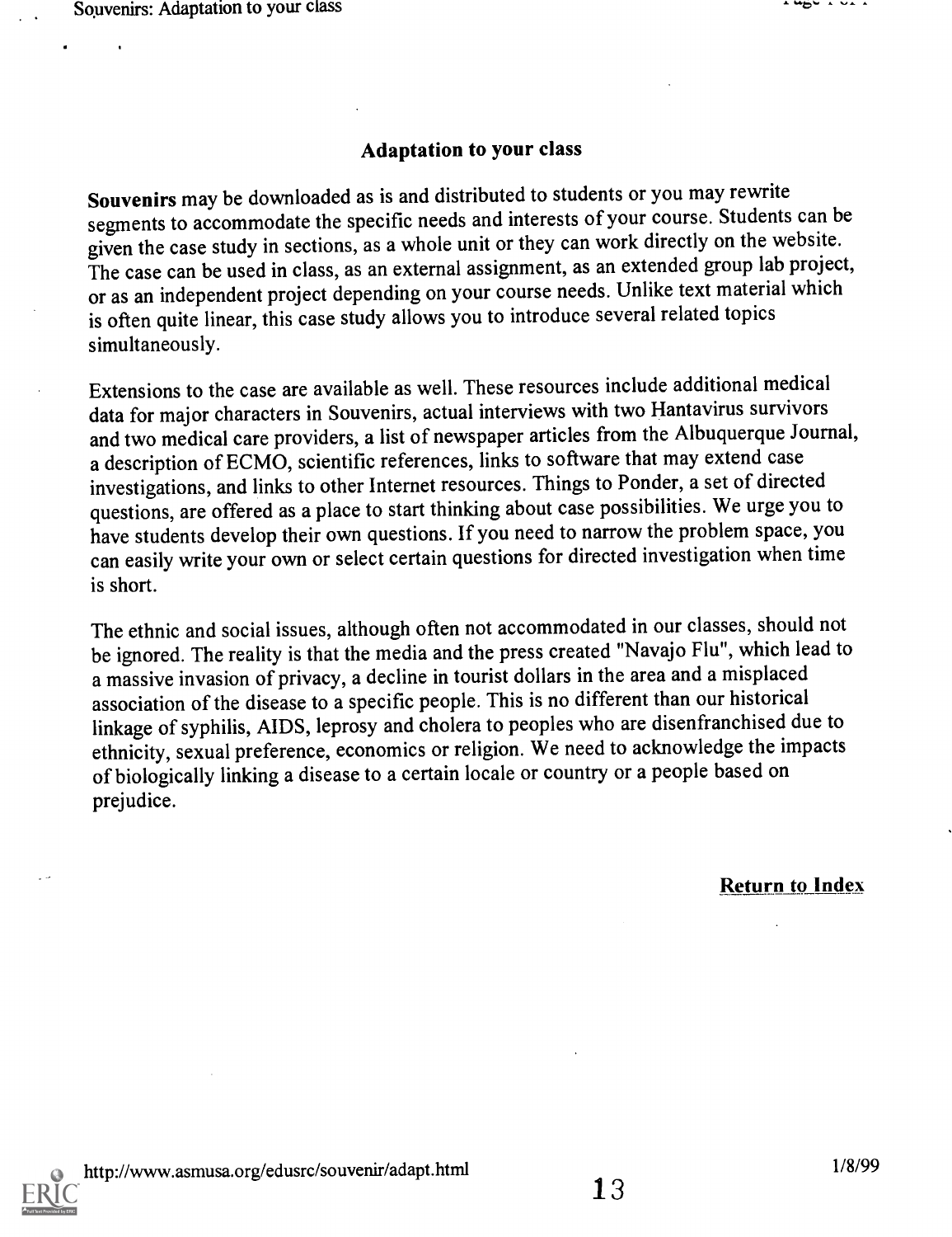## Adaptation to your class

**Souvenirs** may be downloaded as is and distributed to students or you may rewrite segments to accommodate the specific needs and interests of your course. Students can be given the case study in sections, as a whole unit or they can work directly on the website. The case can be used in class, as an external assignment, as an extended group lab project, or as an independent project depending on your course needs. Unlike text material which is often quite linear, this case study allows you to introduce several related topics simultaneously.

Extensions to the case are available as well. These resources include additional medical data for major characters in Souvenirs, actual interviews with two Hantavirus survivors and two medical care providers, a list of newspaper articles from the Albuquerque Journal, a description of ECMO, scientific references, links to software that may extend case investigations, and links to other Internet resources. Things to Ponder, a set of directed questions, are offered as a place to start thinking about case possibilities. We urge you to have students develop their own questions. If you need to narrow the problem space, you can easily write your own or select certain questions for directed investigation when time is short.

The ethnic and social issues, although often not accommodated in our classes, should not be ignored. The reality is that the media and the press created "Navajo Flu", which lead to a massive invasion of privacy, a decline in tourist dollars in the area and a misplaced association of the disease to a specific people. This is no different than our historical linkage of syphilis, AIDS, leprosy and cholera to peoples who are disenfranchised due to ethnicity, sexual preference, economics or religion. We need to acknowledge the impacts of biologically linking a disease to a certain locale or country or a people based on prejudice.

**Return to Index**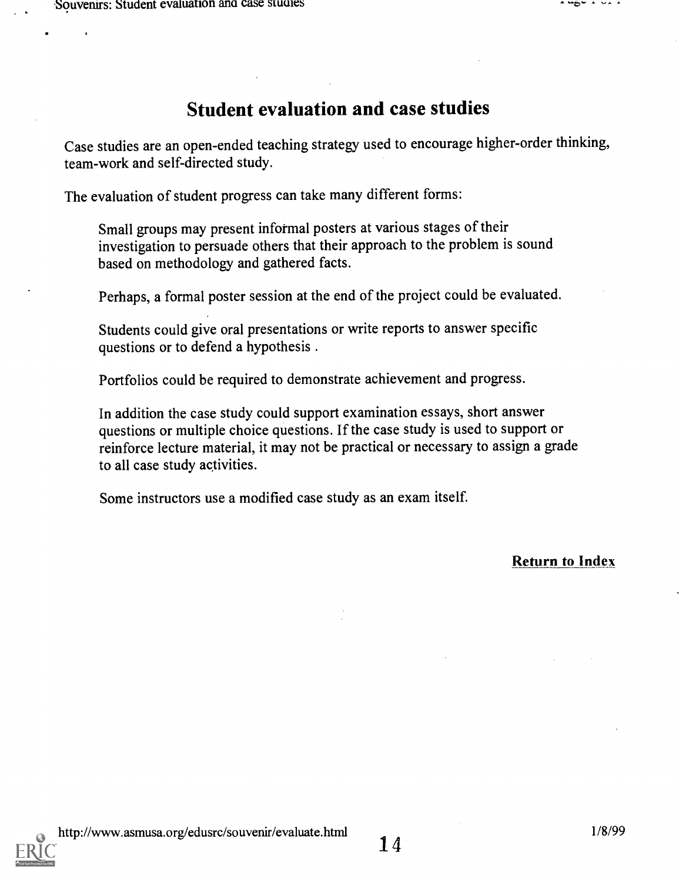# Student evaluation and case studies

Case studies are an open-ended teaching strategy used to encourage higher-order thinking, team-work and self-directed study.

The evaluation of student progress can take many different forms:

> Small groups may present informal posters at various stages of their investigation to persuade others that their approach to the problem is sound based on methodology and gathered facts.
>
> Perhaps, a formal poster session at the end of the project could be evaluated.
>
> Students could give oral presentations or write reports to answer specific questions or to defend a hypothesis .
>
> Portfolios could be required to demonstrate achievement and progress.
>
> In addition the case study could support examination essays, short answer questions or multiple choice questions. If the case study is used to support or reinforce lecture material, it may not be practical or necessary to assign a grade to all case study activities.
>
> Some instructors use a modified case study as an exam itself.

**Return to Index**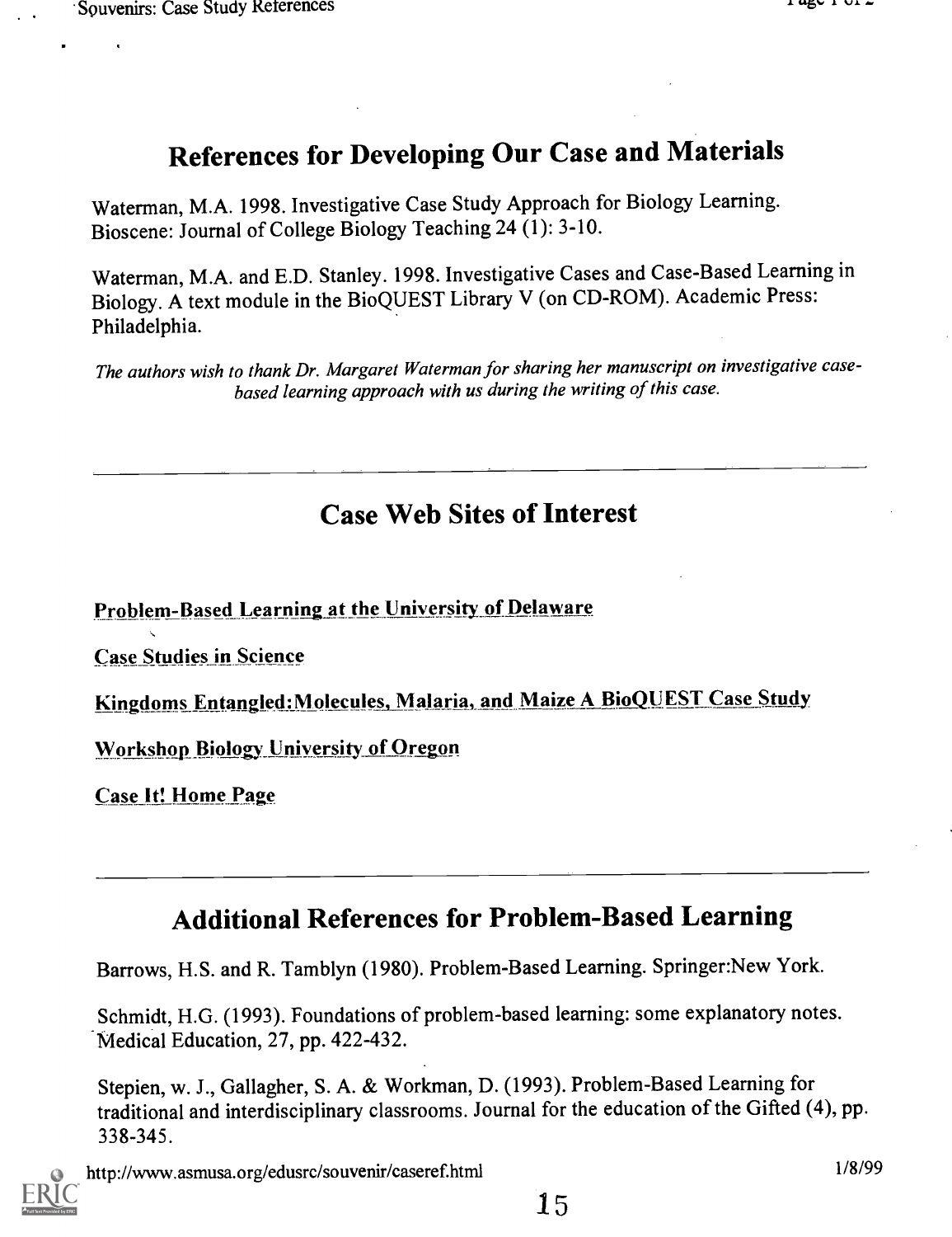## References for Developing Our Case and Materials

Waterman, M.A. 1998. Investigative Case Study Approach for Biology Learning. Bioscene: Journal of College Biology Teaching 24 (1): 3-10.

Waterman, M.A. and E.D. Stanley. 1998. Investigative Cases and Case-Based Learning in Biology. A text module in the BioQUEST Library V (on CD-ROM). Academic Press: Philadelphia.

*The authors wish to thank Dr. Margaret Waterman for sharing her manuscript on investigative case-based learning approach with us during the writing of this case.*

---

## Case Web Sites of Interest

Problem-Based Learning at the University of Delaware

Case Studies in Science

Kingdoms Entangled:Molecules, Malaria, and Maize A BioQUEST Case Study

Workshop Biology University of Oregon

Case It! Home Page

---

## Additional References for Problem-Based Learning

Barrows, H.S. and R. Tamblyn (1980). Problem-Based Learning. Springer:New York.

Schmidt, H.G. (1993). Foundations of problem-based learning: some explanatory notes. Medical Education, 27, pp. 422-432.

Stepien, w. J., Gallagher, S. A. & Workman, D. (1993). Problem-Based Learning for traditional and interdisciplinary classrooms. Journal for the education of the Gifted (4), pp. 338-345.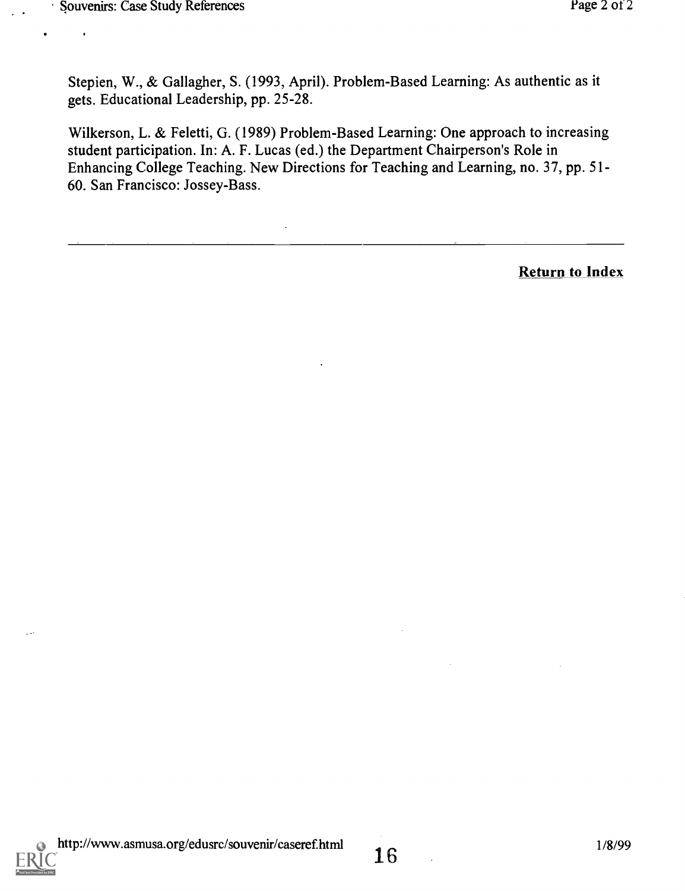Stepien, W., & Gallagher, S. (1993, April). Problem-Based Learning: As authentic as it gets. Educational Leadership, pp. 25-28.

Wilkerson, L. & Feletti, G. (1989) Problem-Based Learning: One approach to increasing student participation. In: A. F. Lucas (ed.) the Department Chairperson's Role in Enhancing College Teaching. New Directions for Teaching and Learning, no. 37, pp. 51-60. San Francisco: Jossey-Bass.

---

**Return to Index**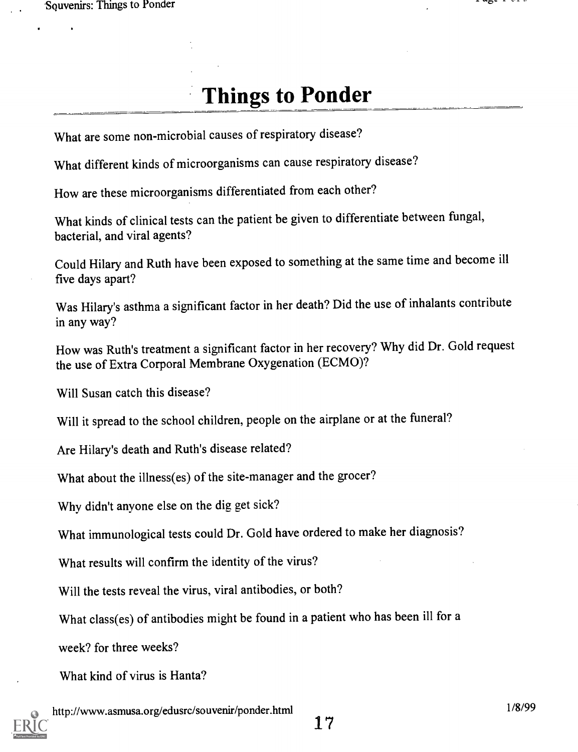# Things to Ponder

What are some non-microbial causes of respiratory disease?

What different kinds of microorganisms can cause respiratory disease?

How are these microorganisms differentiated from each other?

What kinds of clinical tests can the patient be given to differentiate between fungal, bacterial, and viral agents?

Could Hilary and Ruth have been exposed to something at the same time and become ill five days apart?

Was Hilary's asthma a significant factor in her death? Did the use of inhalants contribute in any way?

How was Ruth's treatment a significant factor in her recovery? Why did Dr. Gold request the use of Extra Corporal Membrane Oxygenation (ECMO)?

Will Susan catch this disease?

Will it spread to the school children, people on the airplane or at the funeral?

Are Hilary's death and Ruth's disease related?

What about the illness(es) of the site-manager and the grocer?

Why didn't anyone else on the dig get sick?

What immunological tests could Dr. Gold have ordered to make her diagnosis?

What results will confirm the identity of the virus?

Will the tests reveal the virus, viral antibodies, or both?

What class(es) of antibodies might be found in a patient who has been ill for a week? for three weeks?

What kind of virus is Hanta?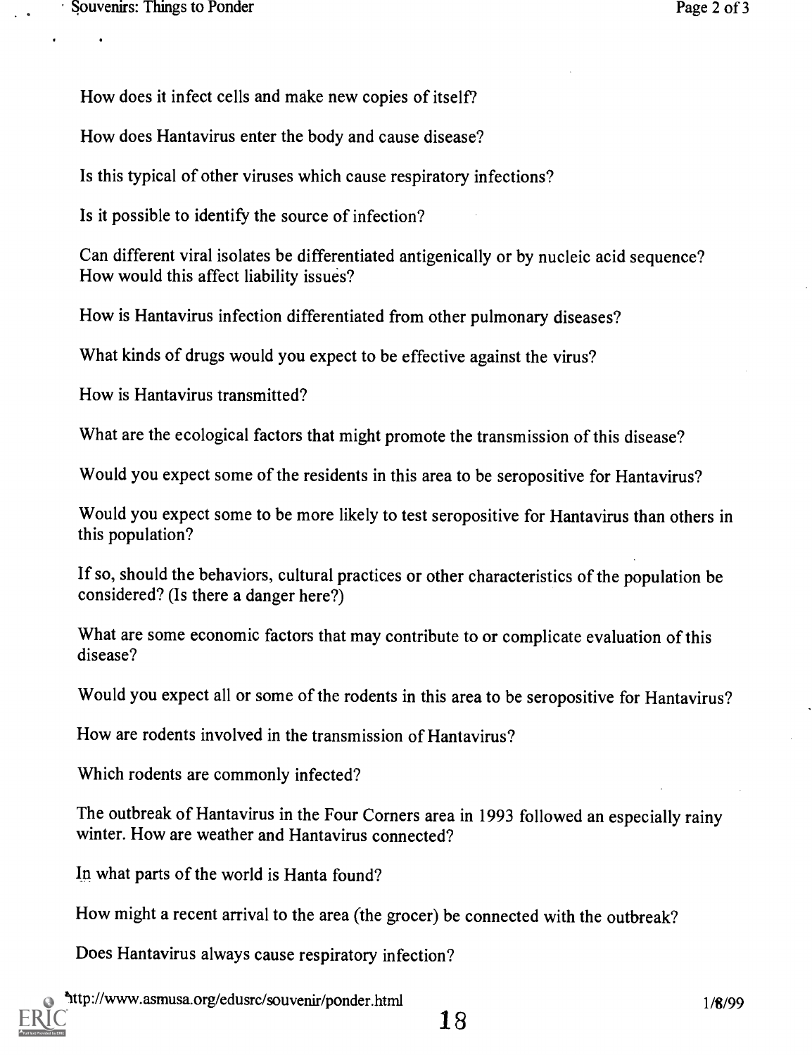How does it infect cells and make new copies of itself?

How does Hantavirus enter the body and cause disease?

Is this typical of other viruses which cause respiratory infections?

Is it possible to identify the source of infection?

Can different viral isolates be differentiated antigenically or by nucleic acid sequence? How would this affect liability issues?

How is Hantavirus infection differentiated from other pulmonary diseases?

What kinds of drugs would you expect to be effective against the virus?

How is Hantavirus transmitted?

What are the ecological factors that might promote the transmission of this disease?

Would you expect some of the residents in this area to be seropositive for Hantavirus?

Would you expect some to be more likely to test seropositive for Hantavirus than others in this population?

If so, should the behaviors, cultural practices or other characteristics of the population be considered? (Is there a danger here?)

What are some economic factors that may contribute to or complicate evaluation of this disease?

Would you expect all or some of the rodents in this area to be seropositive for Hantavirus?

How are rodents involved in the transmission of Hantavirus?

Which rodents are commonly infected?

The outbreak of Hantavirus in the Four Corners area in 1993 followed an especially rainy winter. How are weather and Hantavirus connected?

In what parts of the world is Hanta found?

How might a recent arrival to the area (the grocer) be connected with the outbreak?

Does Hantavirus always cause respiratory infection?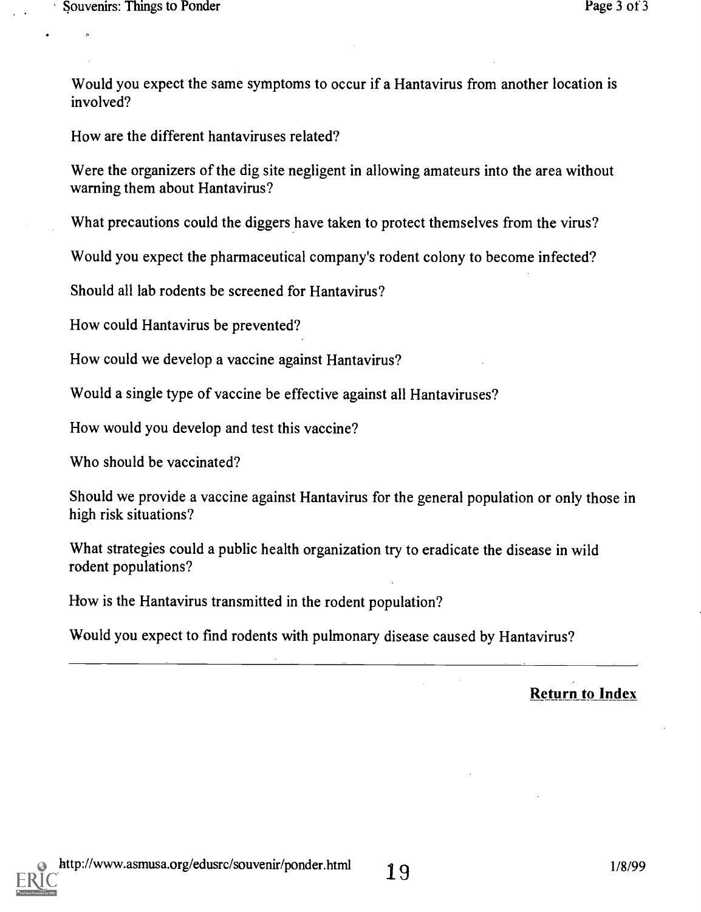Would you expect the same symptoms to occur if a Hantavirus from another location is involved?

How are the different hantaviruses related?

Were the organizers of the dig site negligent in allowing amateurs into the area without warning them about Hantavirus?

What precautions could the diggers have taken to protect themselves from the virus?

Would you expect the pharmaceutical company's rodent colony to become infected?

Should all lab rodents be screened for Hantavirus?

How could Hantavirus be prevented?

How could we develop a vaccine against Hantavirus?

Would a single type of vaccine be effective against all Hantaviruses?

How would you develop and test this vaccine?

Who should be vaccinated?

Should we provide a vaccine against Hantavirus for the general population or only those in high risk situations?

What strategies could a public health organization try to eradicate the disease in wild rodent populations?

How is the Hantavirus transmitted in the rodent population?

Would you expect to find rodents with pulmonary disease caused by Hantavirus?

---

**Return to Index**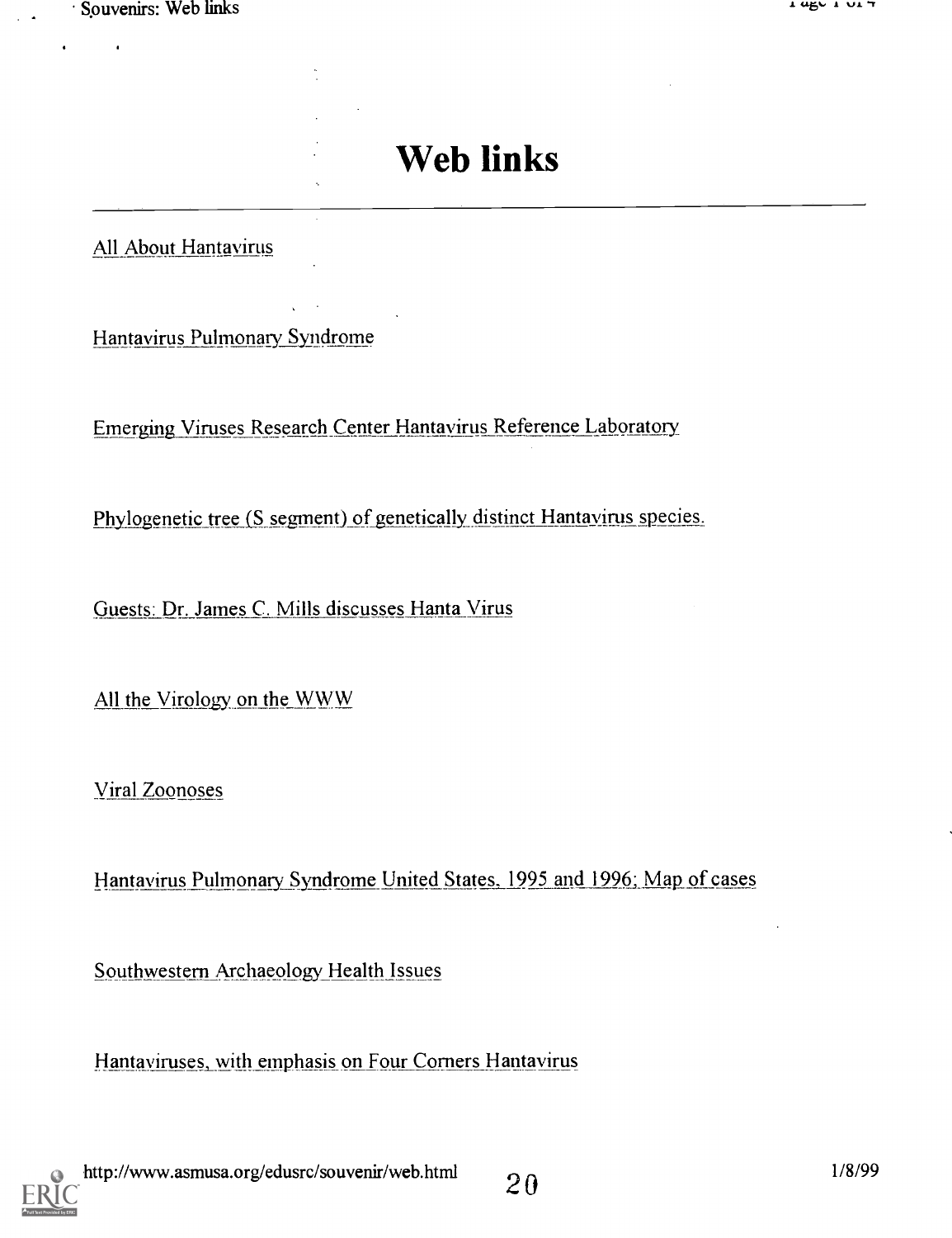# Web links

All About Hantavirus

Hantavirus Pulmonary Syndrome

Emerging Viruses Research Center Hantavirus Reference Laboratory

Phylogenetic tree (S segment) of genetically distinct Hantavirus species.

Guests: Dr. James C. Mills discusses Hanta Virus

All the Virology on the WWW

Viral Zoonoses

Hantavirus Pulmonary Syndrome United States, 1995 and 1996; Map of cases

Southwestern Archaeology Health Issues

Hantaviruses, with emphasis on Four Corners Hantavirus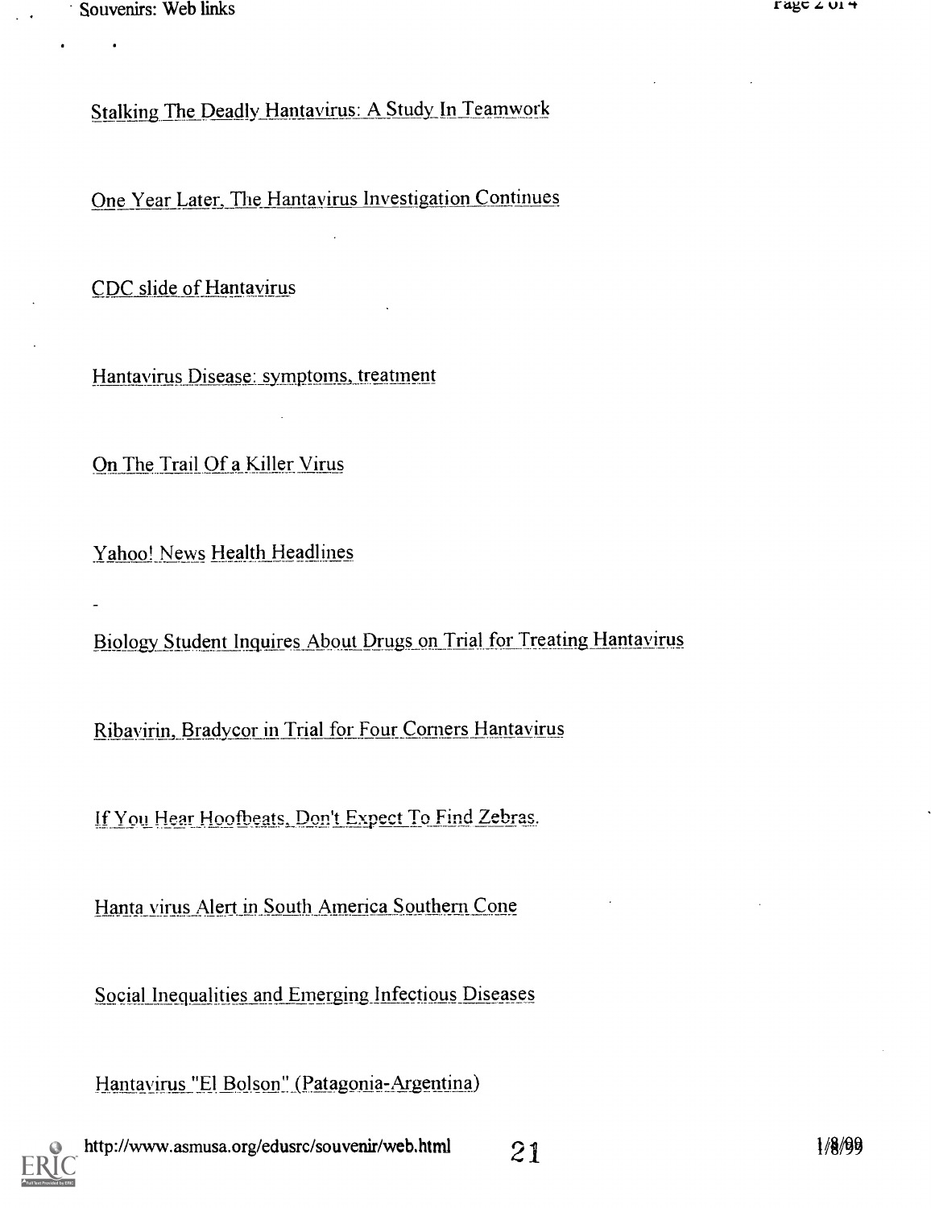Stalking The Deadly Hantavirus: A Study In Teamwork

One Year Later, The Hantavirus Investigation Continues

CDC slide of Hantavirus

Hantavirus Disease: symptoms, treatment

On The Trail Of a Killer Virus

Yahoo! News Health Headlines

Biology Student Inquires About Drugs on Trial for Treating Hantavirus

Ribavirin, Bradycor in Trial for Four Corners Hantavirus

If You Hear Hoofbeats, Don't Expect To Find Zebras.

Hanta virus Alert in South America Southern Cone

Social Inequalities and Emerging Infectious Diseases

Hantavirus "El Bolson" (Patagonia-Argentina)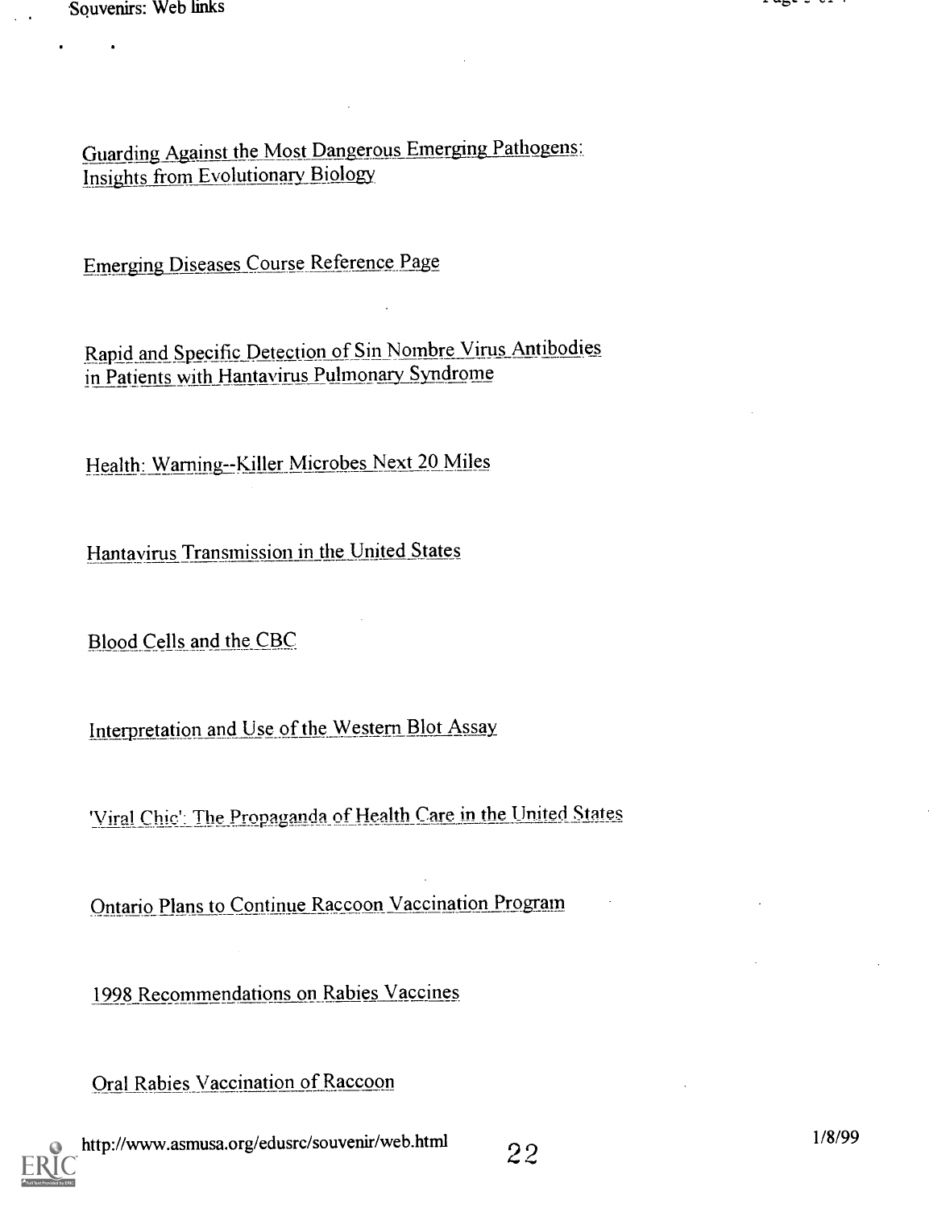Guarding Against the Most Dangerous Emerging Pathogens: Insights from Evolutionary Biology

Emerging Diseases Course Reference Page

Rapid and Specific Detection of Sin Nombre Virus Antibodies in Patients with Hantavirus Pulmonary Syndrome

Health: Warning--Killer Microbes Next 20 Miles

Hantavirus Transmission in the United States

Blood Cells and the CBC

Interpretation and Use of the Western Blot Assay

'Viral Chic': The Propaganda of Health Care in the United States

Ontario Plans to Continue Raccoon Vaccination Program

1998 Recommendations on Rabies Vaccines

Oral Rabies Vaccination of Raccoon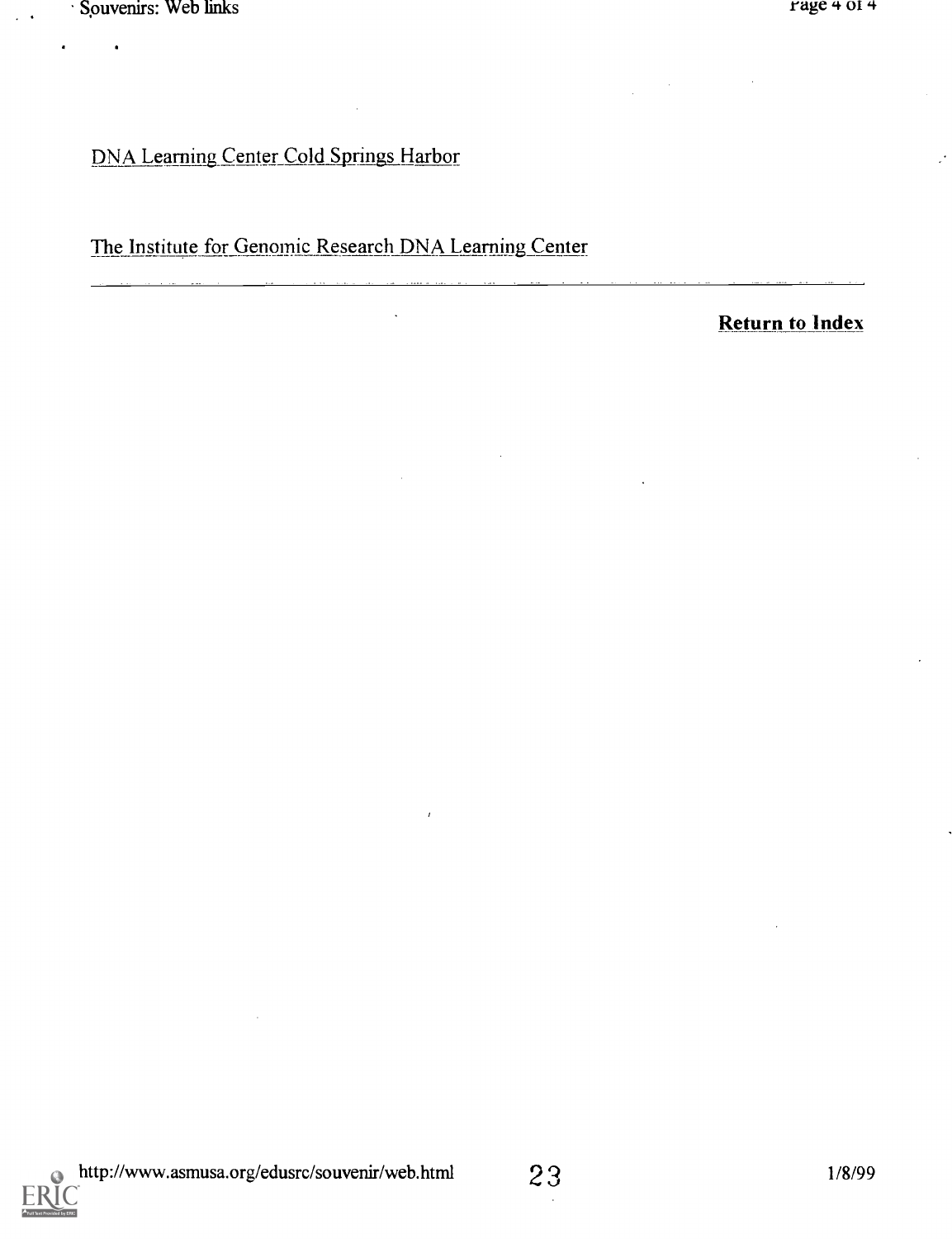DNA Learning Center Cold Springs Harbor

The Institute for Genomic Research DNA Learning Center

---

**Return to Index**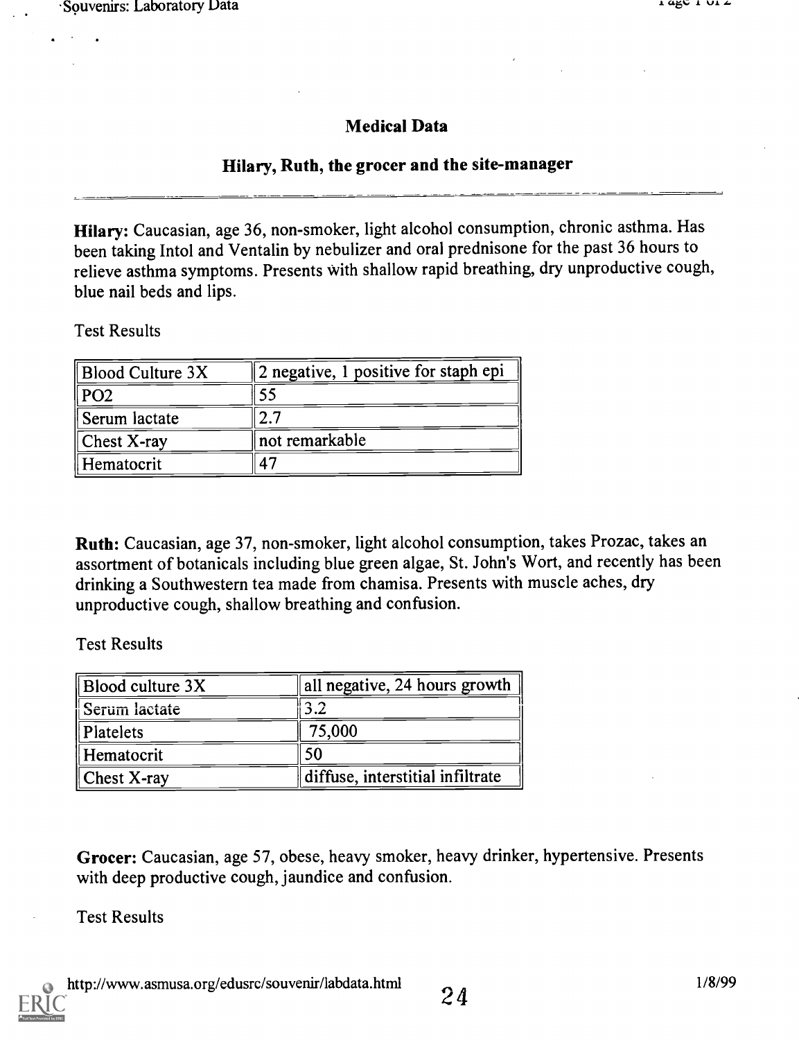## Medical Data

### Hilary, Ruth, the grocer and the site-manager

**Hilary:** Caucasian, age 36, non-smoker, light alcohol consumption, chronic asthma. Has been taking Intol and Ventalin by nebulizer and oral prednisone for the past 36 hours to relieve asthma symptoms. Presents with shallow rapid breathing, dry unproductive cough, blue nail beds and lips.

Test Results

| | |
|---|---|
| Blood Culture 3X | 2 negative, 1 positive for staph epi |
| PO2 | 55 |
| Serum lactate | 2.7 |
| Chest X-ray | not remarkable |
| Hematocrit | 47 |

**Ruth:** Caucasian, age 37, non-smoker, light alcohol consumption, takes Prozac, takes an assortment of botanicals including blue green algae, St. John's Wort, and recently has been drinking a Southwestern tea made from chamisa. Presents with muscle aches, dry unproductive cough, shallow breathing and confusion.

Test Results

| | |
|---|---|
| Blood culture 3X | all negative, 24 hours growth |
| Serum lactate | 3.2 |
| Platelets | 75,000 |
| Hematocrit | 50 |
| Chest X-ray | diffuse, interstitial infiltrate |

**Grocer:** Caucasian, age 57, obese, heavy smoker, heavy drinker, hypertensive. Presents with deep productive cough, jaundice and confusion.

Test Results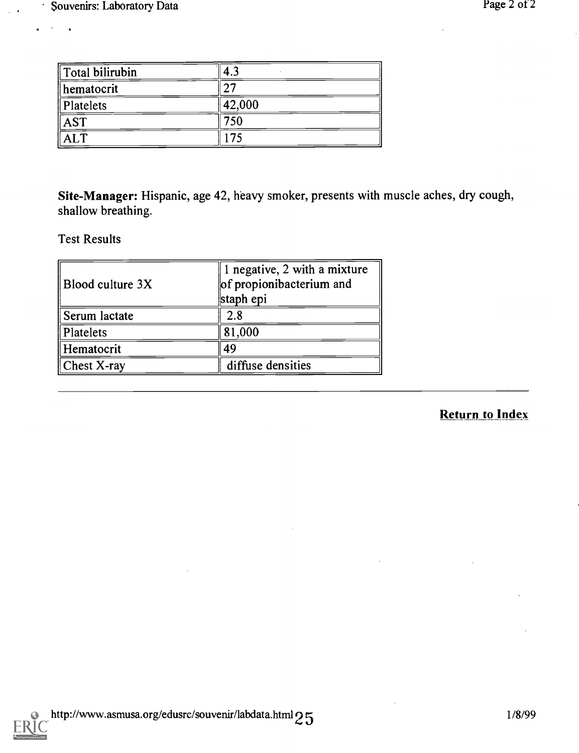| Total bilirubin | 4.3 |
|---|---|
| hematocrit | 27 |
| Platelets | 42,000 |
| AST | 750 |
| ALT | 175 |

**Site-Manager:** Hispanic, age 42, heavy smoker, presents with muscle aches, dry cough, shallow breathing.

Test Results

| Blood culture 3X | 1 negative, 2 with a mixture of propionibacterium and staph epi |
|---|---|
| Serum lactate | 2.8 |
| Platelets | 81,000 |
| Hematocrit | 49 |
| Chest X-ray | diffuse densities |

---

**Return to Index**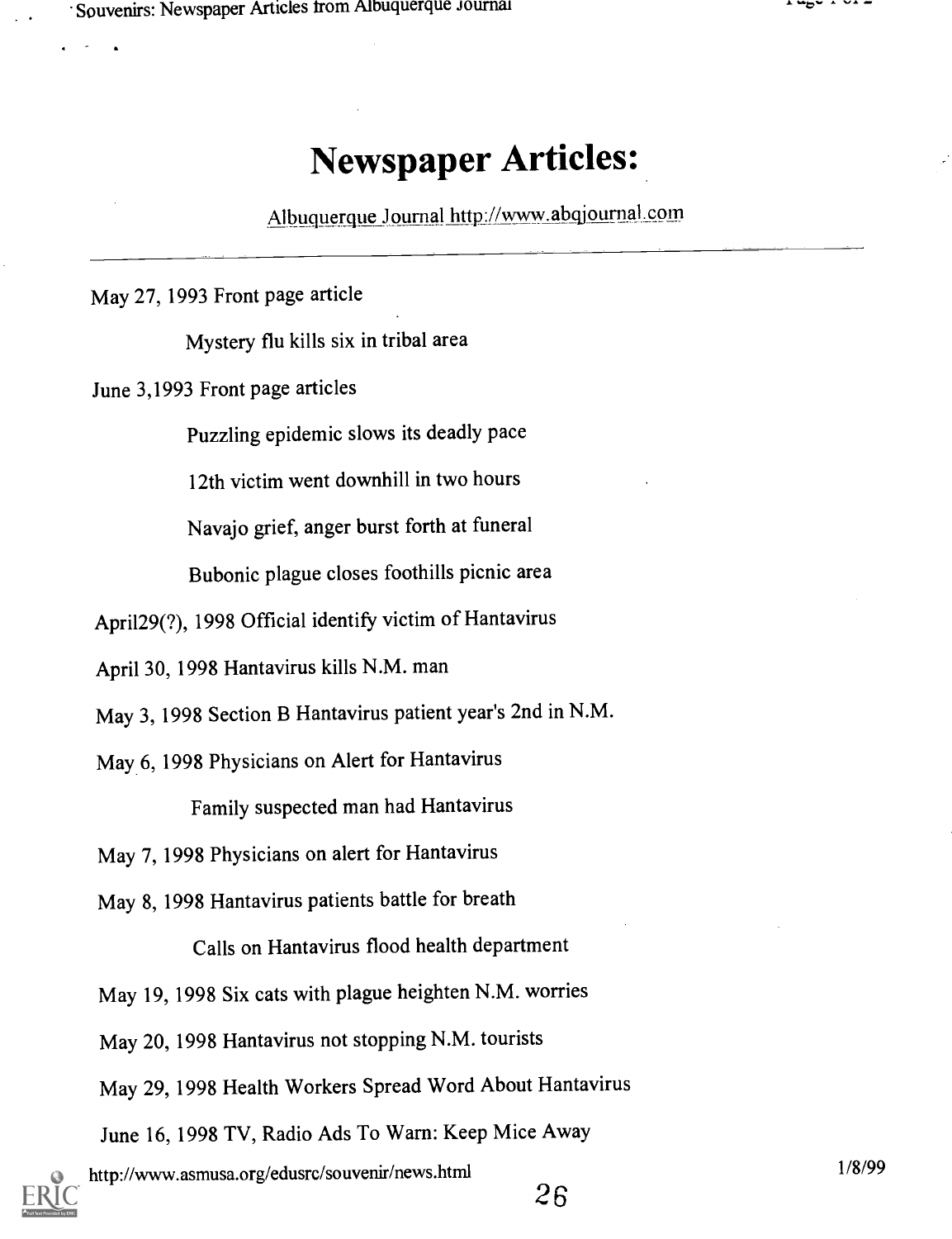# Newspaper Articles:

Albuquerque Journal http://www.abqjournal.com

---

May 27, 1993 Front page article

Mystery flu kills six in tribal area

June 3,1993 Front page articles

Puzzling epidemic slows its deadly pace

12th victim went downhill in two hours

Navajo grief, anger burst forth at funeral

Bubonic plague closes foothills picnic area

April29(?), 1998 Official identify victim of Hantavirus

April 30, 1998 Hantavirus kills N.M. man

May 3, 1998 Section B Hantavirus patient year's 2nd in N.M.

May 6, 1998 Physicians on Alert for Hantavirus

Family suspected man had Hantavirus

May 7, 1998 Physicians on alert for Hantavirus

May 8, 1998 Hantavirus patients battle for breath

Calls on Hantavirus flood health department

May 19, 1998 Six cats with plague heighten N.M. worries

May 20, 1998 Hantavirus not stopping N.M. tourists

May 29, 1998 Health Workers Spread Word About Hantavirus

June 16, 1998 TV, Radio Ads To Warn: Keep Mice Away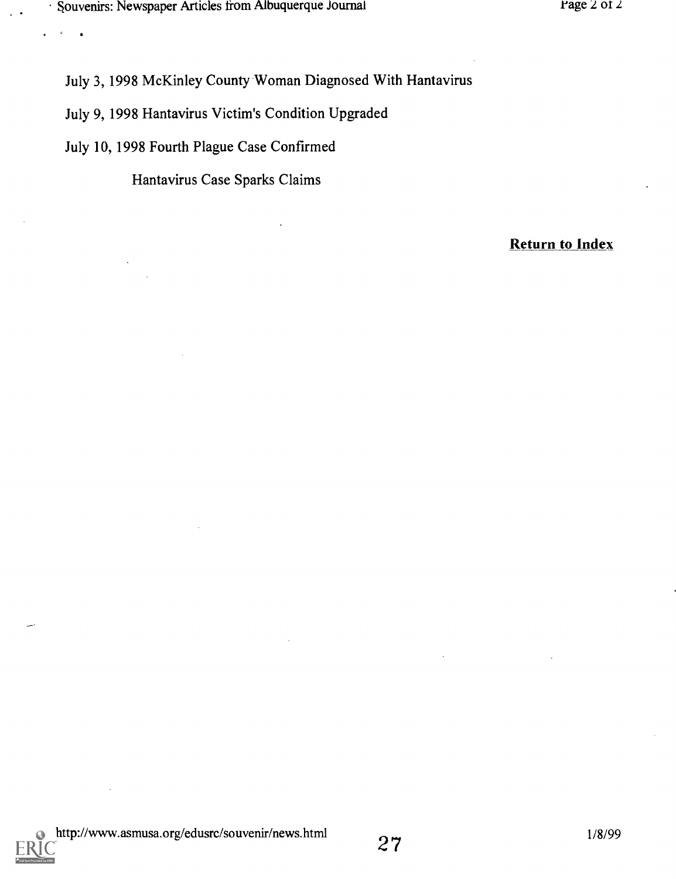July 3, 1998 McKinley County Woman Diagnosed With Hantavirus

July 9, 1998 Hantavirus Victim's Condition Upgraded

July 10, 1998 Fourth Plague Case Confirmed

Hantavirus Case Sparks Claims

**Return to Index**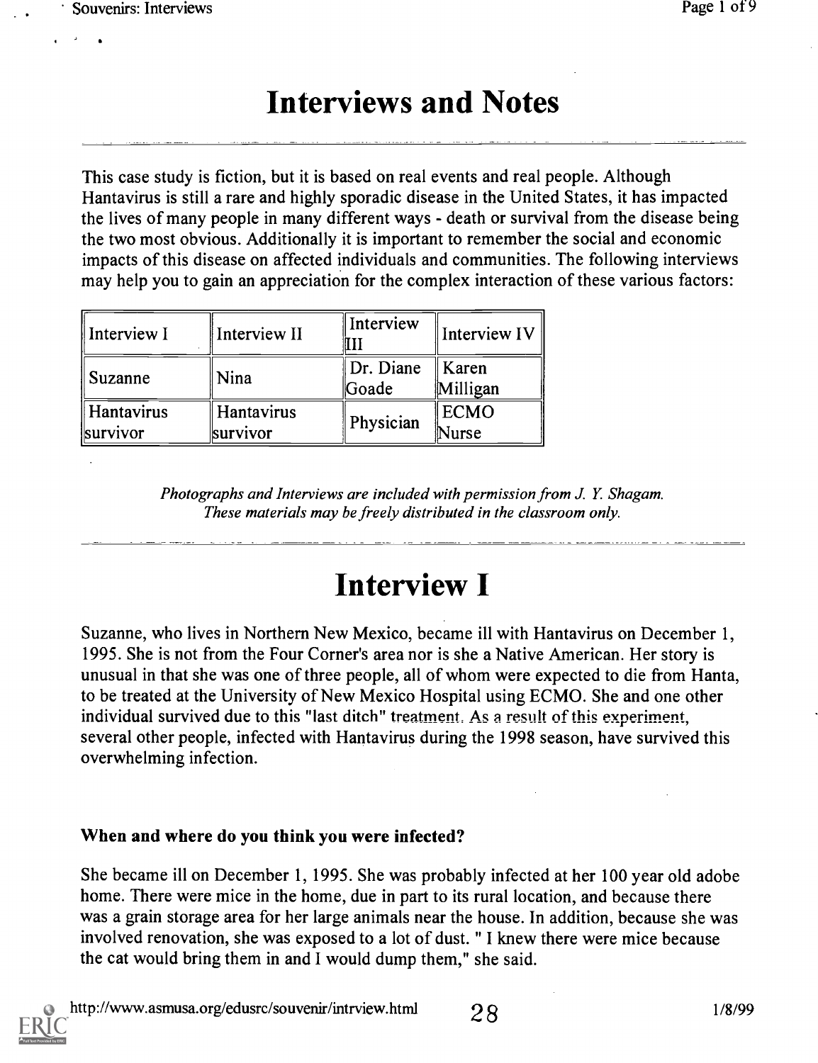# Interviews and Notes

This case study is fiction, but it is based on real events and real people. Although Hantavirus is still a rare and highly sporadic disease in the United States, it has impacted the lives of many people in many different ways - death or survival from the disease being the two most obvious. Additionally it is important to remember the social and economic impacts of this disease on affected individuals and communities. The following interviews may help you to gain an appreciation for the complex interaction of these various factors:

| Interview I | Interview II | Interview III | Interview IV |
|---|---|---|---|
| Suzanne | Nina | Dr. Diane Goade | Karen Milligan |
| Hantavirus survivor | Hantavirus survivor | Physician | ECMO Nurse |

*Photographs and Interviews are included with permission from J. Y. Shagam. These materials may be freely distributed in the classroom only.*

# Interview I

Suzanne, who lives in Northern New Mexico, became ill with Hantavirus on December 1, 1995. She is not from the Four Corner's area nor is she a Native American. Her story is unusual in that she was one of three people, all of whom were expected to die from Hanta, to be treated at the University of New Mexico Hospital using ECMO. She and one other individual survived due to this "last ditch" treatment. As a result of this experiment, several other people, infected with Hantavirus during the 1998 season, have survived this overwhelming infection.

### When and where do you think you were infected?

She became ill on December 1, 1995. She was probably infected at her 100 year old adobe home. There were mice in the home, due in part to its rural location, and because there was a grain storage area for her large animals near the house. In addition, because she was involved renovation, she was exposed to a lot of dust. " I knew there were mice because the cat would bring them in and I would dump them," she said.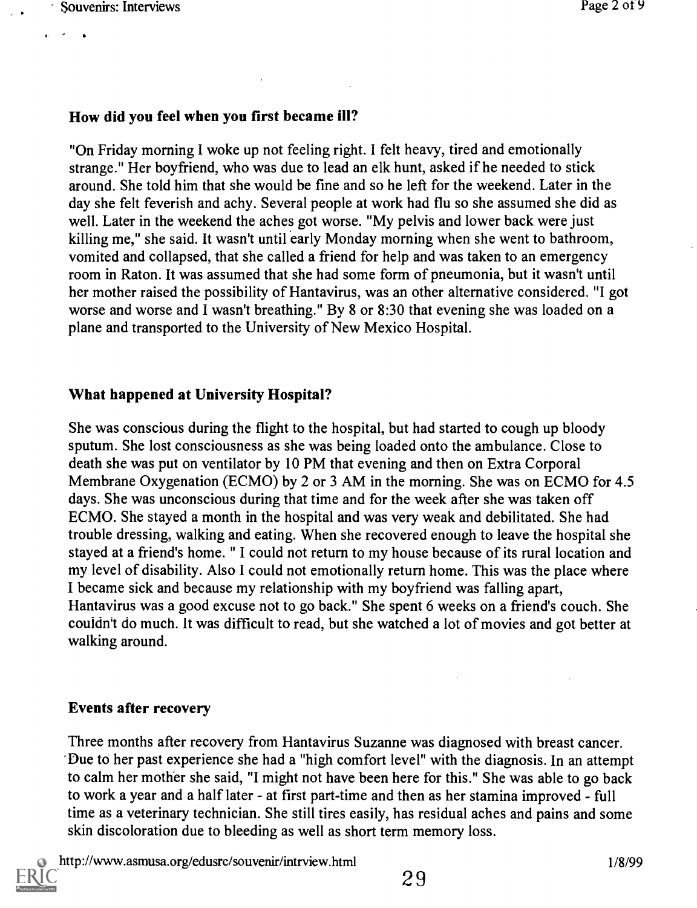### How did you feel when you first became ill?

"On Friday morning I woke up not feeling right. I felt heavy, tired and emotionally strange." Her boyfriend, who was due to lead an elk hunt, asked if he needed to stick around. She told him that she would be fine and so he left for the weekend. Later in the day she felt feverish and achy. Several people at work had flu so she assumed she did as well. Later in the weekend the aches got worse. "My pelvis and lower back were just killing me," she said. It wasn't until early Monday morning when she went to bathroom, vomited and collapsed, that she called a friend for help and was taken to an emergency room in Raton. It was assumed that she had some form of pneumonia, but it wasn't until her mother raised the possibility of Hantavirus, was an other alternative considered. "I got worse and worse and I wasn't breathing." By 8 or 8:30 that evening she was loaded on a plane and transported to the University of New Mexico Hospital.

### What happened at University Hospital?

She was conscious during the flight to the hospital, but had started to cough up bloody sputum. She lost consciousness as she was being loaded onto the ambulance. Close to death she was put on ventilator by 10 PM that evening and then on Extra Corporal Membrane Oxygenation (ECMO) by 2 or 3 AM in the morning. She was on ECMO for 4.5 days. She was unconscious during that time and for the week after she was taken off ECMO. She stayed a month in the hospital and was very weak and debilitated. She had trouble dressing, walking and eating. When she recovered enough to leave the hospital she stayed at a friend's home. " I could not return to my house because of its rural location and my level of disability. Also I could not emotionally return home. This was the place where I became sick and because my relationship with my boyfriend was falling apart, Hantavirus was a good excuse not to go back." She spent 6 weeks on a friend's couch. She couldn't do much. It was difficult to read, but she watched a lot of movies and got better at walking around.

### Events after recovery

Three months after recovery from Hantavirus Suzanne was diagnosed with breast cancer. Due to her past experience she had a "high comfort level" with the diagnosis. In an attempt to calm her mother she said, "I might not have been here for this." She was able to go back to work a year and a half later - at first part-time and then as her stamina improved - full time as a veterinary technician. She still tires easily, has residual aches and pains and some skin discoloration due to bleeding as well as short term memory loss.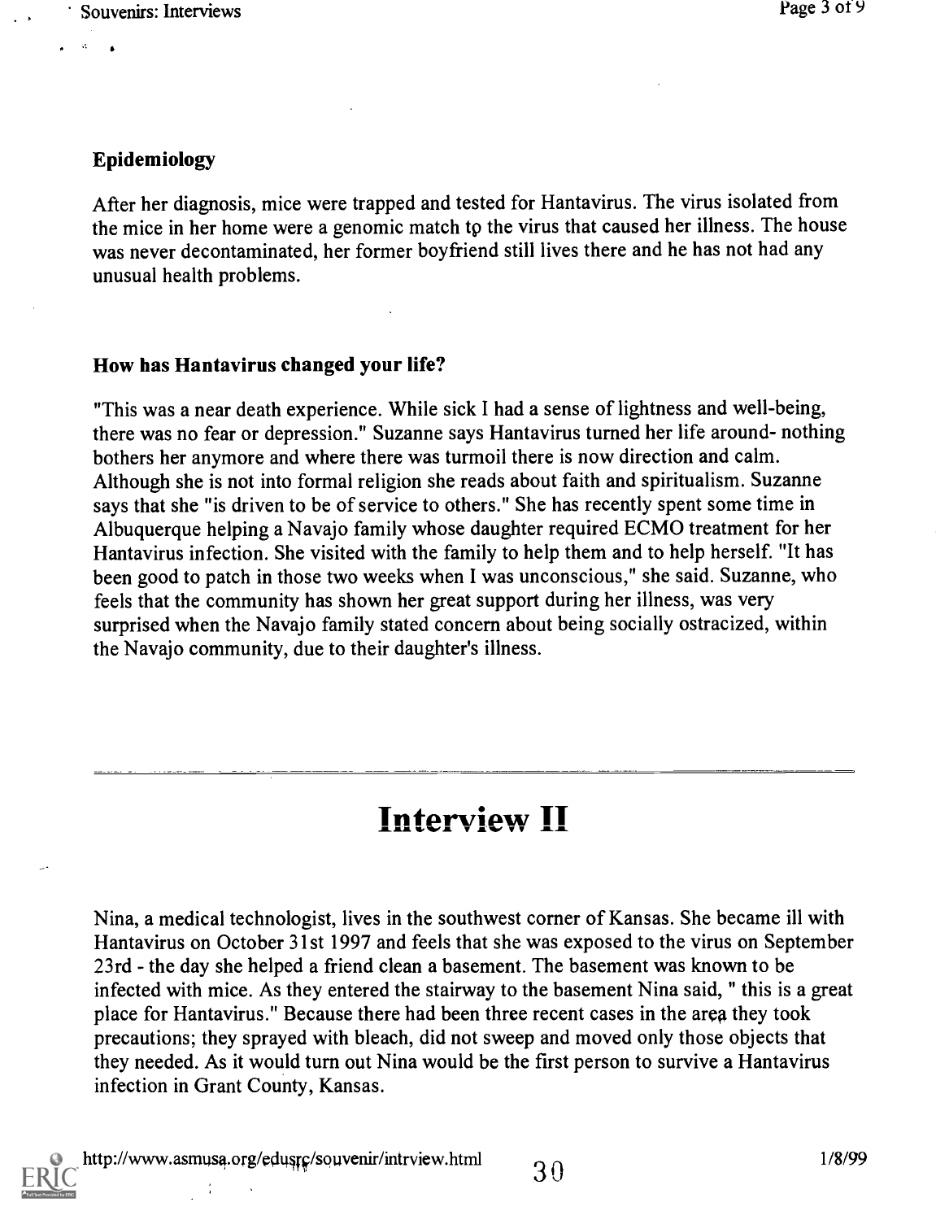### Epidemiology

After her diagnosis, mice were trapped and tested for Hantavirus. The virus isolated from the mice in her home were a genomic match to the virus that caused her illness. The house was never decontaminated, her former boyfriend still lives there and he has not had any unusual health problems.

### How has Hantavirus changed your life?

"This was a near death experience. While sick I had a sense of lightness and well-being, there was no fear or depression." Suzanne says Hantavirus turned her life around- nothing bothers her anymore and where there was turmoil there is now direction and calm. Although she is not into formal religion she reads about faith and spiritualism. Suzanne says that she "is driven to be of service to others." She has recently spent some time in Albuquerque helping a Navajo family whose daughter required ECMO treatment for her Hantavirus infection. She visited with the family to help them and to help herself. "It has been good to patch in those two weeks when I was unconscious," she said. Suzanne, who feels that the community has shown her great support during her illness, was very surprised when the Navajo family stated concern about being socially ostracized, within the Navajo community, due to their daughter's illness.

---

# Interview II

Nina, a medical technologist, lives in the southwest corner of Kansas. She became ill with Hantavirus on October 31st 1997 and feels that she was exposed to the virus on September 23rd - the day she helped a friend clean a basement. The basement was known to be infected with mice. As they entered the stairway to the basement Nina said, " this is a great place for Hantavirus." Because there had been three recent cases in the area they took precautions; they sprayed with bleach, did not sweep and moved only those objects that they needed. As it would turn out Nina would be the first person to survive a Hantavirus infection in Grant County, Kansas.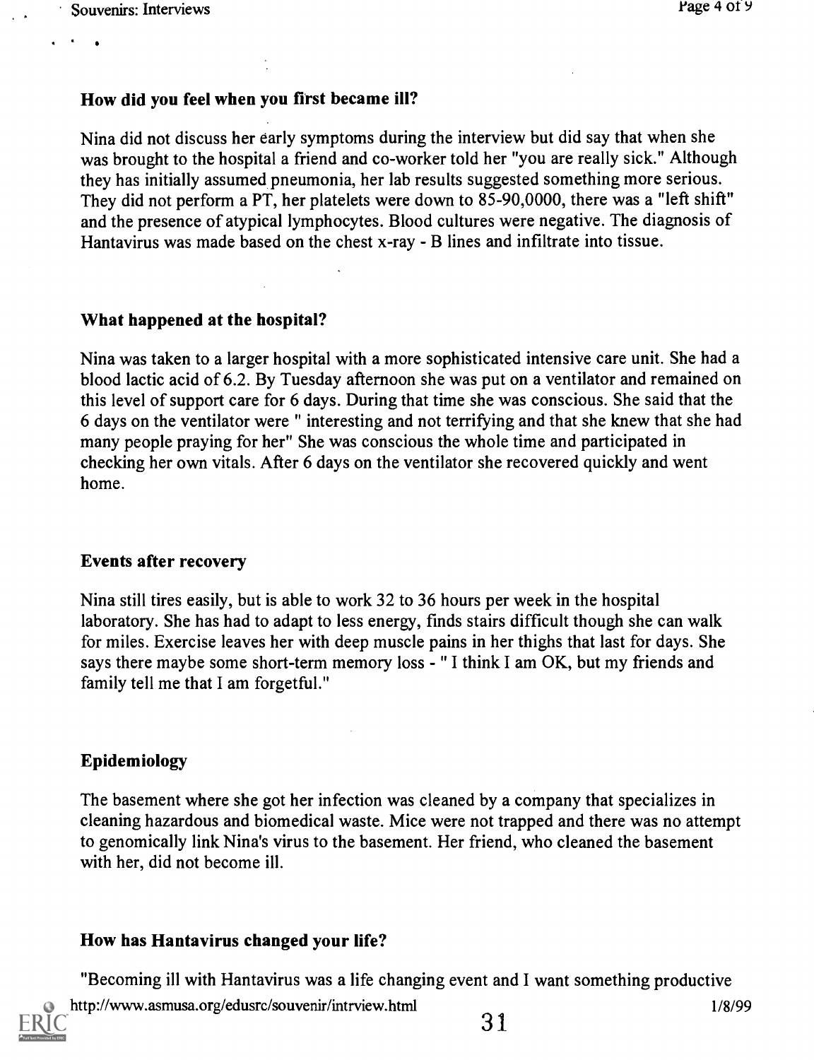### How did you feel when you first became ill?

Nina did not discuss her early symptoms during the interview but did say that when she was brought to the hospital a friend and co-worker told her "you are really sick." Although they has initially assumed pneumonia, her lab results suggested something more serious. They did not perform a PT, her platelets were down to 85-90,0000, there was a "left shift" and the presence of atypical lymphocytes. Blood cultures were negative. The diagnosis of Hantavirus was made based on the chest x-ray - B lines and infiltrate into tissue.

### What happened at the hospital?

Nina was taken to a larger hospital with a more sophisticated intensive care unit. She had a blood lactic acid of 6.2. By Tuesday afternoon she was put on a ventilator and remained on this level of support care for 6 days. During that time she was conscious. She said that the 6 days on the ventilator were " interesting and not terrifying and that she knew that she had many people praying for her" She was conscious the whole time and participated in checking her own vitals. After 6 days on the ventilator she recovered quickly and went home.

### Events after recovery

Nina still tires easily, but is able to work 32 to 36 hours per week in the hospital laboratory. She has had to adapt to less energy, finds stairs difficult though she can walk for miles. Exercise leaves her with deep muscle pains in her thighs that last for days. She says there maybe some short-term memory loss - " I think I am OK, but my friends and family tell me that I am forgetful."

### Epidemiology

The basement where she got her infection was cleaned by a company that specializes in cleaning hazardous and biomedical waste. Mice were not trapped and there was no attempt to genomically link Nina's virus to the basement. Her friend, who cleaned the basement with her, did not become ill.

### How has Hantavirus changed your life?

"Becoming ill with Hantavirus was a life changing event and I want something productive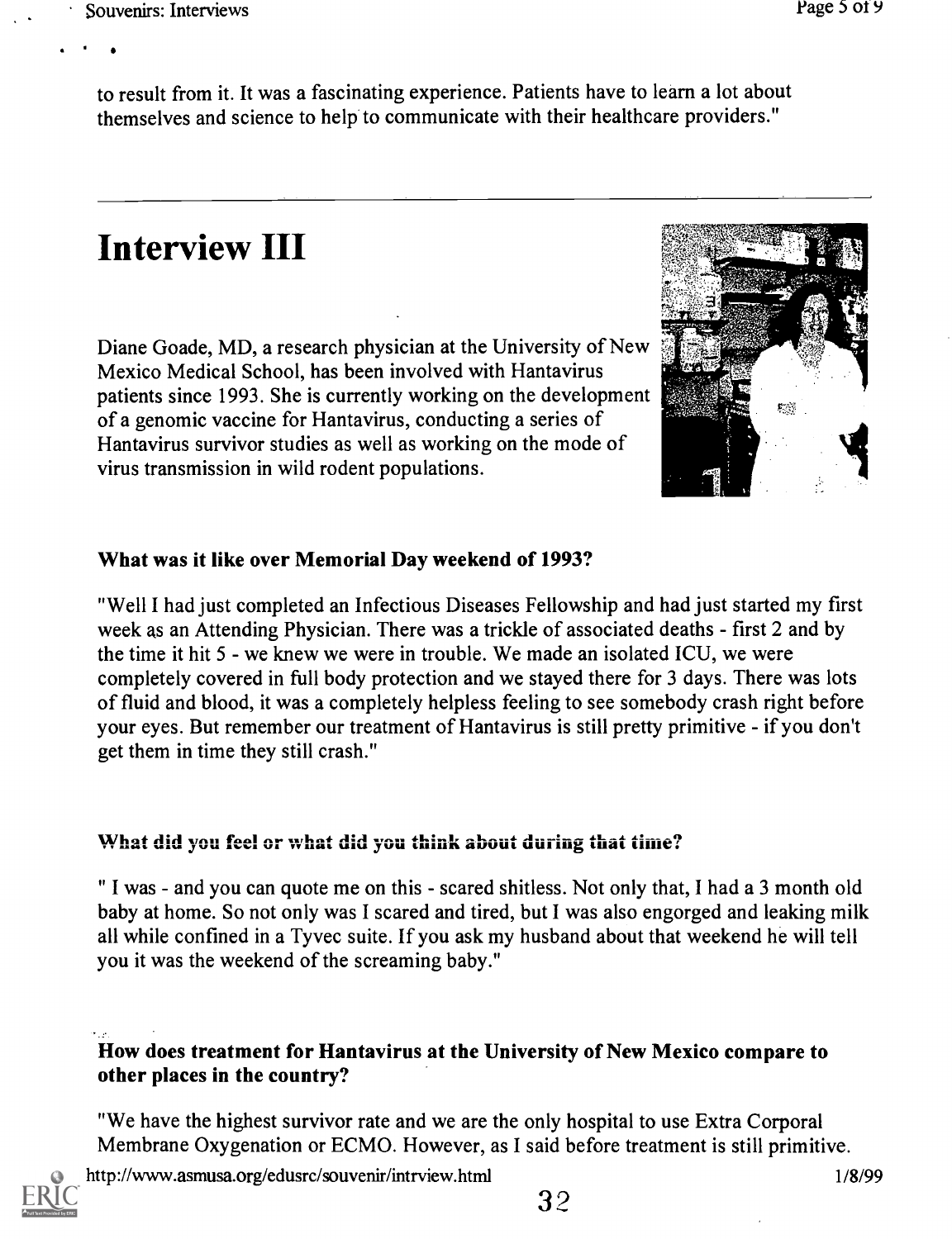to result from it. It was a fascinating experience. Patients have to learn a lot about themselves and science to help to communicate with their healthcare providers."

---

# Interview III

Diane Goade, MD, a research physician at the University of New Mexico Medical School, has been involved with Hantavirus patients since 1993. She is currently working on the development of a genomic vaccine for Hantavirus, conducting a series of Hantavirus survivor studies as well as working on the mode of virus transmission in wild rodent populations.

**What was it like over Memorial Day weekend of 1993?**

"Well I had just completed an Infectious Diseases Fellowship and had just started my first week as an Attending Physician. There was a trickle of associated deaths - first 2 and by the time it hit 5 - we knew we were in trouble. We made an isolated ICU, we were completely covered in full body protection and we stayed there for 3 days. There was lots of fluid and blood, it was a completely helpless feeling to see somebody crash right before your eyes. But remember our treatment of Hantavirus is still pretty primitive - if you don't get them in time they still crash."

**What did you feel or what did you think about during that time?**

" I was - and you can quote me on this - scared shitless. Not only that, I had a 3 month old baby at home. So not only was I scared and tired, but I was also engorged and leaking milk all while confined in a Tyvec suite. If you ask my husband about that weekend he will tell you it was the weekend of the screaming baby."

**How does treatment for Hantavirus at the University of New Mexico compare to other places in the country?**

"We have the highest survivor rate and we are the only hospital to use Extra Corporal Membrane Oxygenation or ECMO. However, as I said before treatment is still primitive.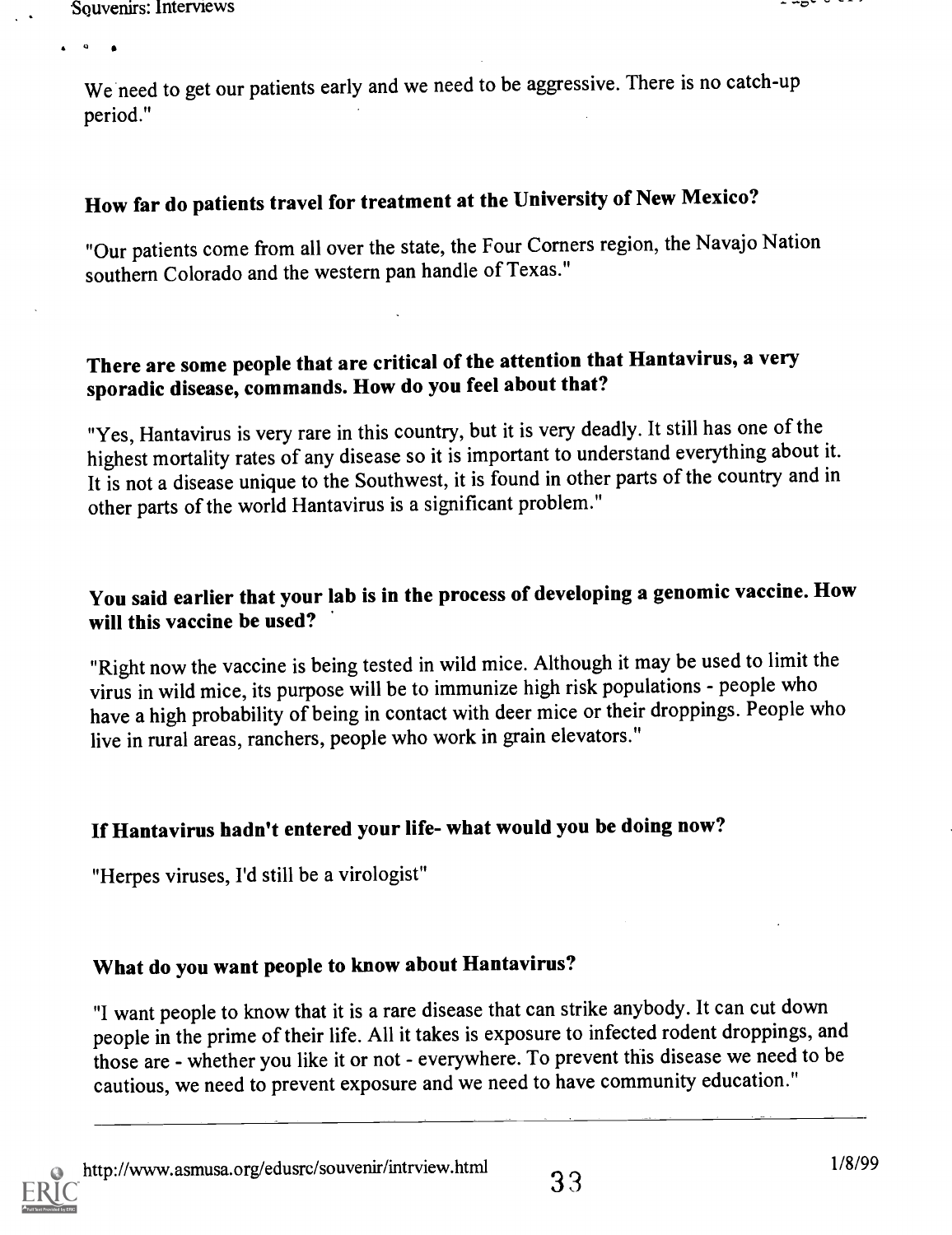We need to get our patients early and we need to be aggressive. There is no catch-up period."

### How far do patients travel for treatment at the University of New Mexico?

"Our patients come from all over the state, the Four Corners region, the Navajo Nation southern Colorado and the western pan handle of Texas."

### There are some people that are critical of the attention that Hantavirus, a very sporadic disease, commands. How do you feel about that?

"Yes, Hantavirus is very rare in this country, but it is very deadly. It still has one of the highest mortality rates of any disease so it is important to understand everything about it. It is not a disease unique to the Southwest, it is found in other parts of the country and in other parts of the world Hantavirus is a significant problem."

### You said earlier that your lab is in the process of developing a genomic vaccine. How will this vaccine be used?

"Right now the vaccine is being tested in wild mice. Although it may be used to limit the virus in wild mice, its purpose will be to immunize high risk populations - people who have a high probability of being in contact with deer mice or their droppings. People who live in rural areas, ranchers, people who work in grain elevators."

### If Hantavirus hadn't entered your life- what would you be doing now?

"Herpes viruses, I'd still be a virologist"

### What do you want people to know about Hantavirus?

"I want people to know that it is a rare disease that can strike anybody. It can cut down people in the prime of their life. All it takes is exposure to infected rodent droppings, and those are - whether you like it or not - everywhere. To prevent this disease we need to be cautious, we need to prevent exposure and we need to have community education."

---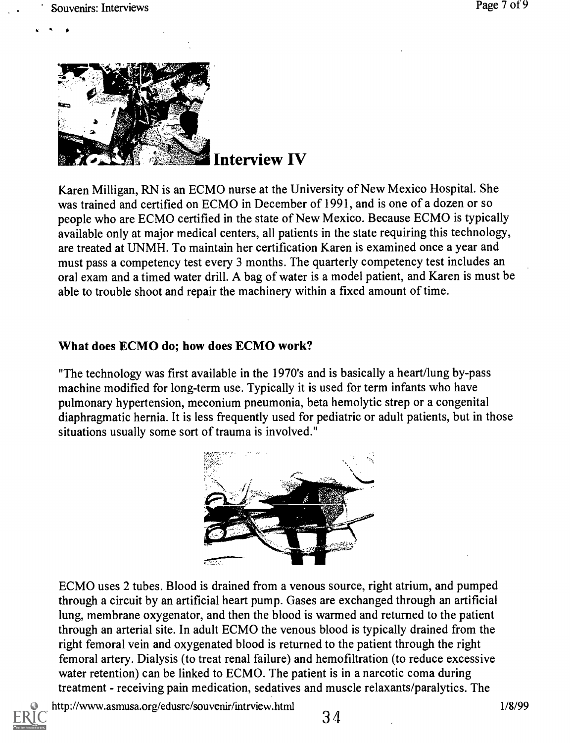## Interview IV

Karen Milligan, RN is an ECMO nurse at the University of New Mexico Hospital. She was trained and certified on ECMO in December of 1991, and is one of a dozen or so people who are ECMO certified in the state of New Mexico. Because ECMO is typically available only at major medical centers, all patients in the state requiring this technology, are treated at UNMH. To maintain her certification Karen is examined once a year and must pass a competency test every 3 months. The quarterly competency test includes an oral exam and a timed water drill. A bag of water is a model patient, and Karen is must be able to trouble shoot and repair the machinery within a fixed amount of time.

### What does ECMO do; how does ECMO work?

"The technology was first available in the 1970's and is basically a heart/lung by-pass machine modified for long-term use. Typically it is used for term infants who have pulmonary hypertension, meconium pneumonia, beta hemolytic strep or a congenital diaphragmatic hernia. It is less frequently used for pediatric or adult patients, but in those situations usually some sort of trauma is involved."

ECMO uses 2 tubes. Blood is drained from a venous source, right atrium, and pumped through a circuit by an artificial heart pump. Gases are exchanged through an artificial lung, membrane oxygenator, and then the blood is warmed and returned to the patient through an arterial site. In adult ECMO the venous blood is typically drained from the right femoral vein and oxygenated blood is returned to the patient through the right femoral artery. Dialysis (to treat renal failure) and hemofiltration (to reduce excessive water retention) can be linked to ECMO. The patient is in a narcotic coma during treatment - receiving pain medication, sedatives and muscle relaxants/paralytics. The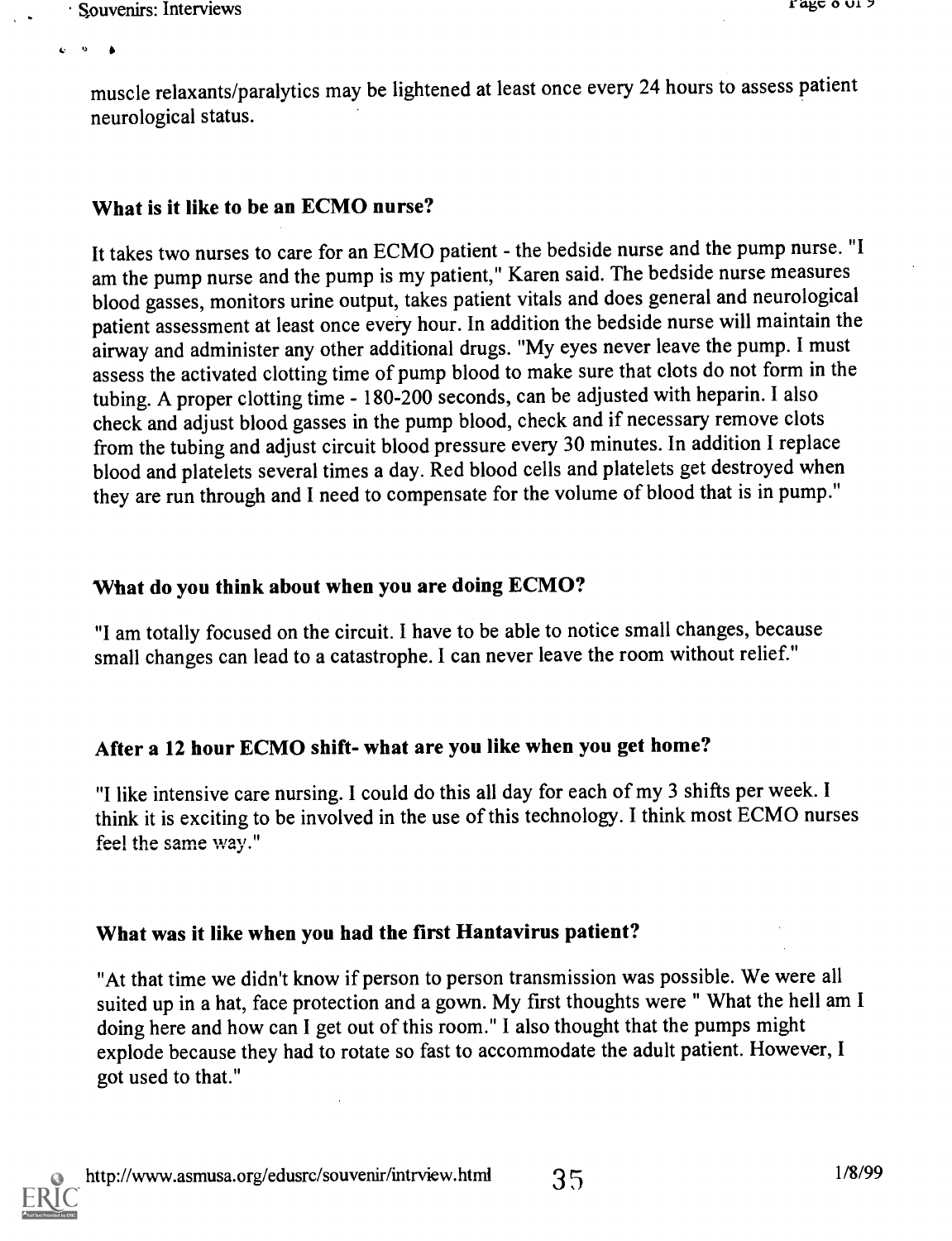muscle relaxants/paralytics may be lightened at least once every 24 hours to assess patient neurological status.

### What is it like to be an ECMO nurse?

It takes two nurses to care for an ECMO patient - the bedside nurse and the pump nurse. "I am the pump nurse and the pump is my patient," Karen said. The bedside nurse measures blood gasses, monitors urine output, takes patient vitals and does general and neurological patient assessment at least once every hour. In addition the bedside nurse will maintain the airway and administer any other additional drugs. "My eyes never leave the pump. I must assess the activated clotting time of pump blood to make sure that clots do not form in the tubing. A proper clotting time - 180-200 seconds, can be adjusted with heparin. I also check and adjust blood gasses in the pump blood, check and if necessary remove clots from the tubing and adjust circuit blood pressure every 30 minutes. In addition I replace blood and platelets several times a day. Red blood cells and platelets get destroyed when they are run through and I need to compensate for the volume of blood that is in pump."

### What do you think about when you are doing ECMO?

"I am totally focused on the circuit. I have to be able to notice small changes, because small changes can lead to a catastrophe. I can never leave the room without relief."

### After a 12 hour ECMO shift- what are you like when you get home?

"I like intensive care nursing. I could do this all day for each of my 3 shifts per week. I think it is exciting to be involved in the use of this technology. I think most ECMO nurses feel the same way."

### What was it like when you had the first Hantavirus patient?

"At that time we didn't know if person to person transmission was possible. We were all suited up in a hat, face protection and a gown. My first thoughts were " What the hell am I doing here and how can I get out of this room." I also thought that the pumps might explode because they had to rotate so fast to accommodate the adult patient. However, I got used to that."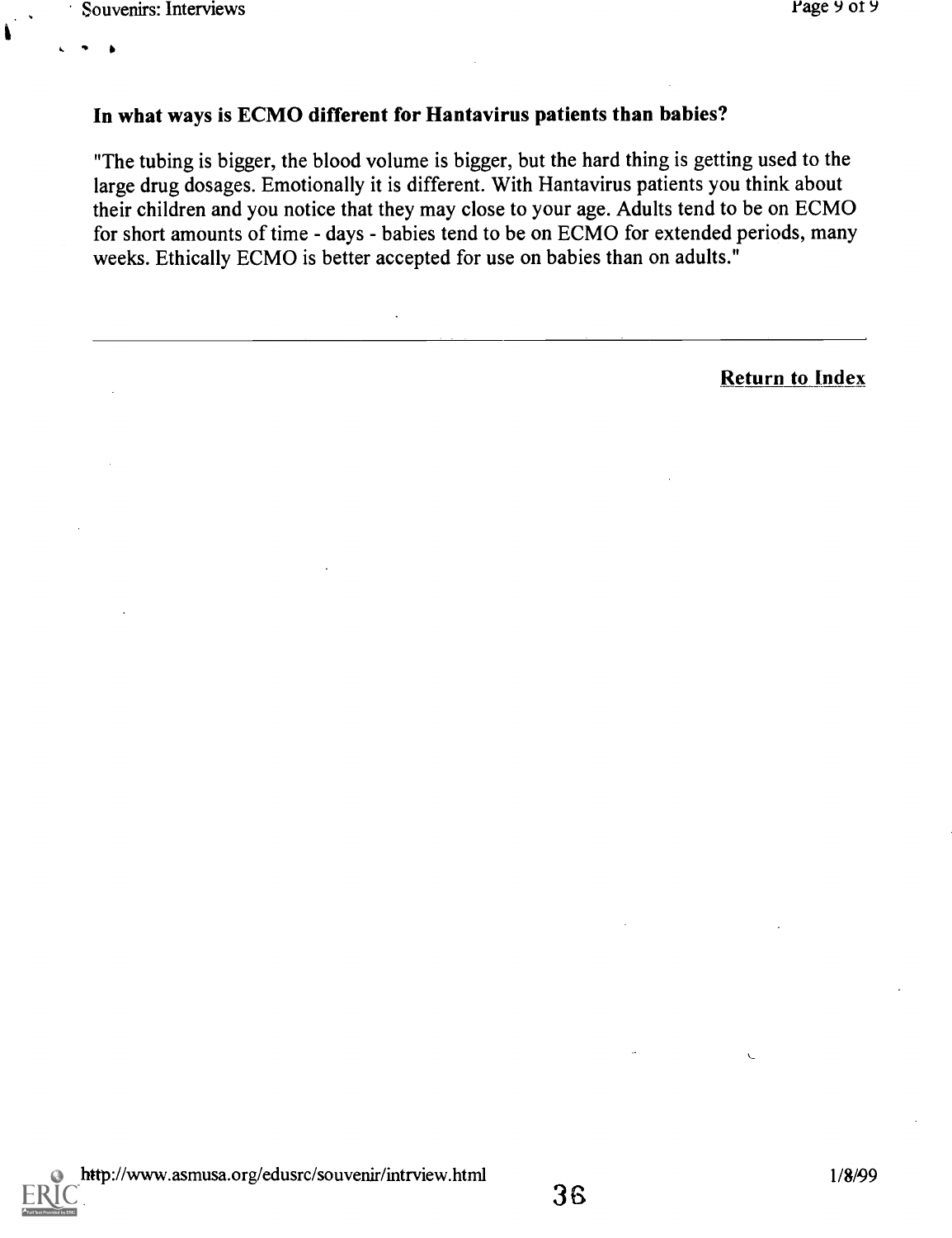**In what ways is ECMO different for Hantavirus patients than babies?**

"The tubing is bigger, the blood volume is bigger, but the hard thing is getting used to the large drug dosages. Emotionally it is different. With Hantavirus patients you think about their children and you notice that they may close to your age. Adults tend to be on ECMO for short amounts of time - days - babies tend to be on ECMO for extended periods, many weeks. Ethically ECMO is better accepted for use on babies than on adults."

---

Return to Index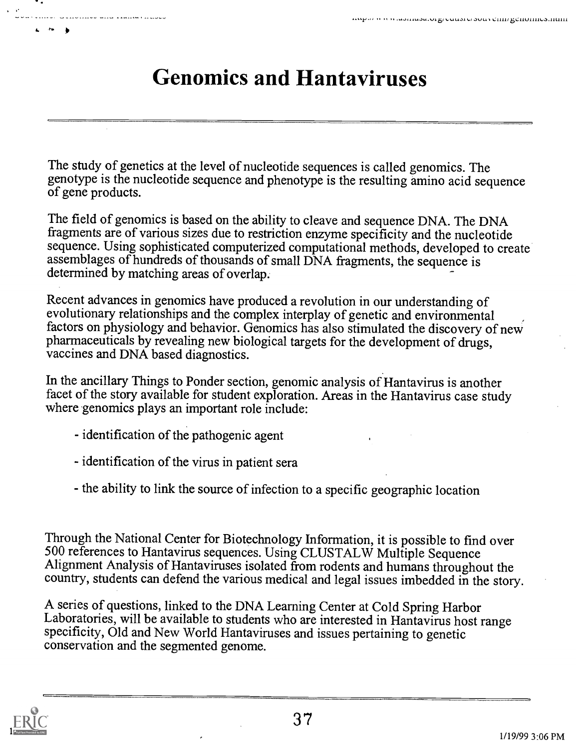# Genomics and Hantaviruses

The study of genetics at the level of nucleotide sequences is called genomics. The genotype is the nucleotide sequence and phenotype is the resulting amino acid sequence of gene products.

The field of genomics is based on the ability to cleave and sequence DNA. The DNA fragments are of various sizes due to restriction enzyme specificity and the nucleotide sequence. Using sophisticated computerized computational methods, developed to create assemblages of hundreds of thousands of small DNA fragments, the sequence is determined by matching areas of overlap.

Recent advances in genomics have produced a revolution in our understanding of evolutionary relationships and the complex interplay of genetic and environmental factors on physiology and behavior. Genomics has also stimulated the discovery of new pharmaceuticals by revealing new biological targets for the development of drugs, vaccines and DNA based diagnostics.

In the ancillary Things to Ponder section, genomic analysis of Hantavirus is another facet of the story available for student exploration. Areas in the Hantavirus case study where genomics plays an important role include:

- identification of the pathogenic agent
- identification of the virus in patient sera
- the ability to link the source of infection to a specific geographic location

Through the National Center for Biotechnology Information, it is possible to find over 500 references to Hantavirus sequences. Using CLUSTALW Multiple Sequence Alignment Analysis of Hantaviruses isolated from rodents and humans throughout the country, students can defend the various medical and legal issues imbedded in the story.

A series of questions, linked to the DNA Learning Center at Cold Spring Harbor Laboratories, will be available to students who are interested in Hantavirus host range specificity, Old and New World Hantaviruses and issues pertaining to genetic conservation and the segmented genome.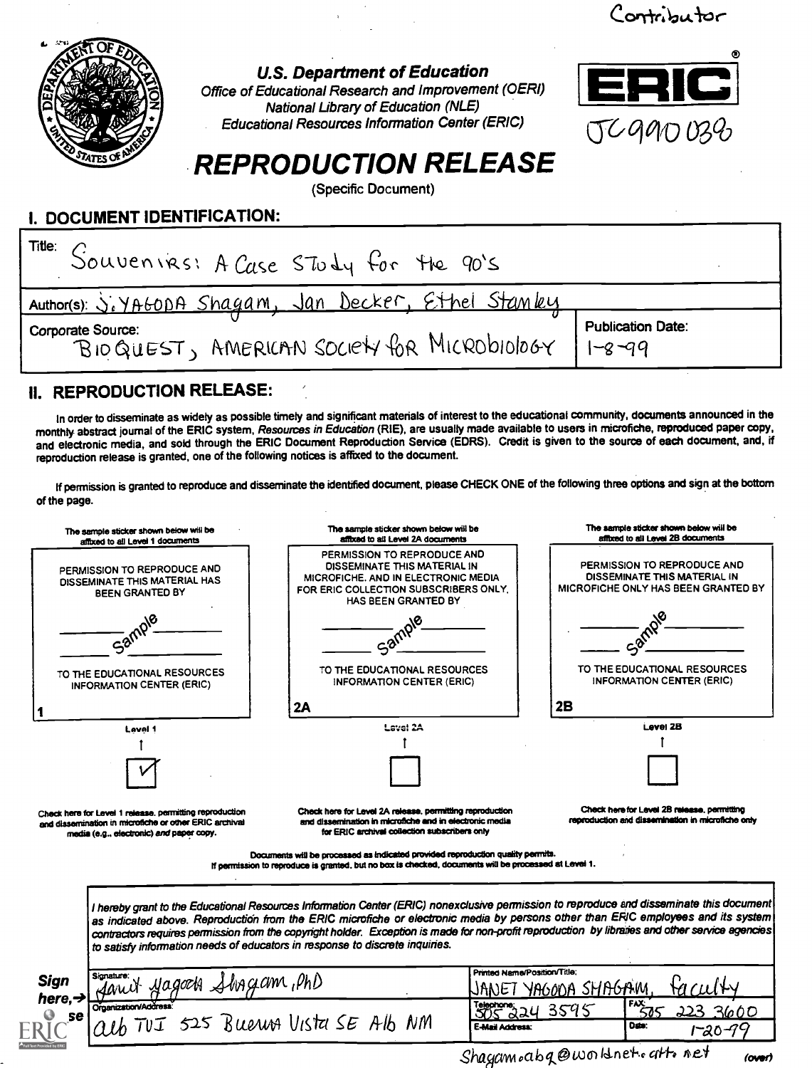Contributor

U.S. Department of Education
Office of Educational Research and Improvement (OERI)
National Library of Education (NLE)
Educational Resources Information Center (ERIC)

ERIC

JC990038

# REPRODUCTION RELEASE

(Specific Document)

## I. DOCUMENT IDENTIFICATION:

Title: Souvenirs: A Case Study for the 90's

Author(s): J. YAGODA Shagam, Jan Decker, Ethel Stanley

Corporate Source: BIOQUEST, AMERICAN SOCIETY FOR MICROBIOLOGY

Publication Date: 1-8-99

## II. REPRODUCTION RELEASE:

In order to disseminate as widely as possible timely and significant materials of interest to the educational community, documents announced in the monthly abstract journal of the ERIC system, *Resources in Education* (RIE), are usually made available to users in microfiche, reproduced paper copy, and electronic media, and sold through the ERIC Document Reproduction Service (EDRS). Credit is given to the source of each document, and, if reproduction release is granted, one of the following notices is affixed to the document.

If permission is granted to reproduce and disseminate the identified document, please CHECK ONE of the following three options and sign at the bottom of the page.

| The sample sticker shown below will be affixed to all Level 1 documents | The sample sticker shown below will be affixed to all Level 2A documents | The sample sticker shown below will be affixed to all Level 2B documents |
|---|---|---|
| PERMISSION TO REPRODUCE AND DISSEMINATE THIS MATERIAL HAS BEEN GRANTED BY<br>Sample<br>TO THE EDUCATIONAL RESOURCES INFORMATION CENTER (ERIC) | PERMISSION TO REPRODUCE AND DISSEMINATE THIS MATERIAL IN MICROFICHE, AND IN ELECTRONIC MEDIA FOR ERIC COLLECTION SUBSCRIBERS ONLY, HAS BEEN GRANTED BY<br>Sample<br>TO THE EDUCATIONAL RESOURCES INFORMATION CENTER (ERIC) | PERMISSION TO REPRODUCE AND DISSEMINATE THIS MATERIAL IN MICROFICHE ONLY HAS BEEN GRANTED BY<br>Sample<br>TO THE EDUCATIONAL RESOURCES INFORMATION CENTER (ERIC) |
| 1 | 2A | 2B |
| Level 1 | Level 2A | Level 2B |
| [✓] | [ ] | [ ] |
| Check here for Level 1 release, permitting reproduction and dissemination in microfiche or other ERIC archival media (e.g., electronic) *and* paper copy. | Check here for Level 2A release, permitting reproduction and dissemination in microfiche and in electronic media for ERIC archival collection subscribers only | Check here for Level 2B release, permitting reproduction and dissemination in microfiche only |

Documents will be processed as indicated provided reproduction quality permits.
If permission to reproduce is granted, but no box is checked, documents will be processed at Level 1.

*I hereby grant to the Educational Resources Information Center (ERIC) nonexclusive permission to reproduce and disseminate this document as indicated above. Reproduction from the ERIC microfiche or electronic media by persons other than ERIC employees and its system contractors requires permission from the copyright holder. Exception is made for non-profit reproduction by libraries and other service agencies to satisfy information needs of educators in response to discrete inquiries.*

**Sign here, → please**

| Signature: Janet Yagoda Shagam, PhD | Printed Name/Position/Title: JANET YAGODA SHAGAM, faculty | |
|---|---|---|
| Organization/Address: alb TVI 525 Buena Vista SE Alb NM | Telephone: 505 224 3595 | FAX: 505 223 3600 |
| | E-Mail Address: Shagam.abq@worldnet.att.net | Date: 1-20-99 |

(over)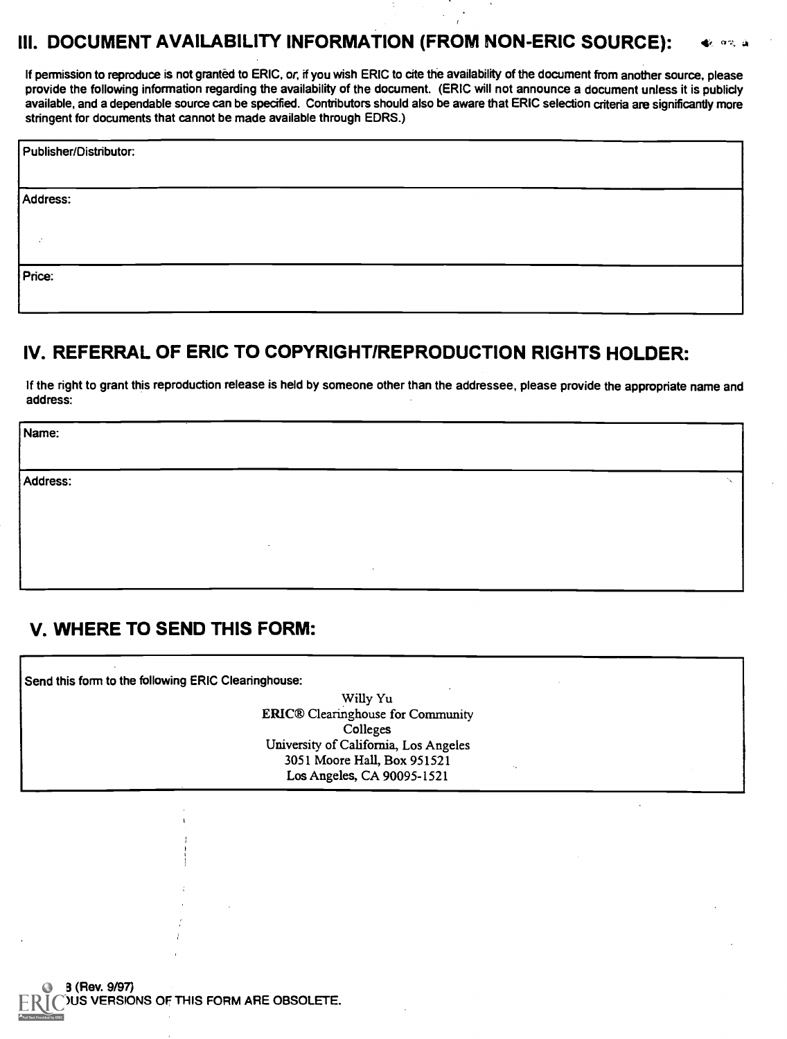## III. DOCUMENT AVAILABILITY INFORMATION (FROM NON-ERIC SOURCE):

If permission to reproduce is not granted to ERIC, or, if you wish ERIC to cite the availability of the document from another source, please provide the following information regarding the availability of the document. (ERIC will not announce a document unless it is publicly available, and a dependable source can be specified. Contributors should also be aware that ERIC selection criteria are significantly more stringent for documents that cannot be made available through EDRS.)

Publisher/Distributor:

Address:

Price:

## IV. REFERRAL OF ERIC TO COPYRIGHT/REPRODUCTION RIGHTS HOLDER:

If the right to grant this reproduction release is held by someone other than the addressee, please provide the appropriate name and address:

Name:

Address:

## V. WHERE TO SEND THIS FORM:

Send this form to the following ERIC Clearinghouse:

Willy Yu
ERIC® Clearinghouse for Community Colleges
University of California, Los Angeles
3051 Moore Hall, Box 951521
Los Angeles, CA 90095-1521

3 (Rev. 9/97)
)US VERSIONS OF THIS FORM ARE OBSOLETE.